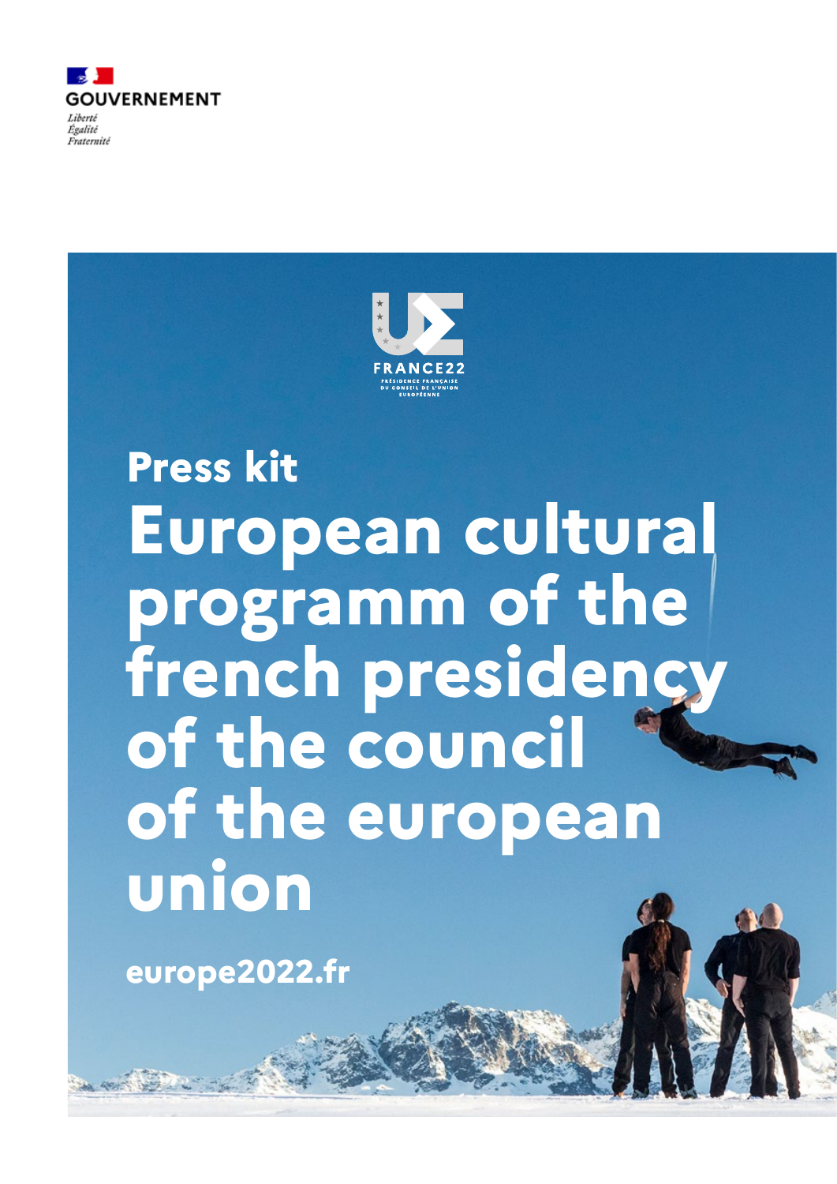GOUVERNEMENT

*Liberté*
*Égalité*
*Fraternité*

FRANCE22

PRÉSIDENCE FRANÇAISE DU CONSEIL DE L'UNION EUROPÉENNE

## Press kit

# European cultural programm of the french presidency of the council of the european union

**europe2022.fr**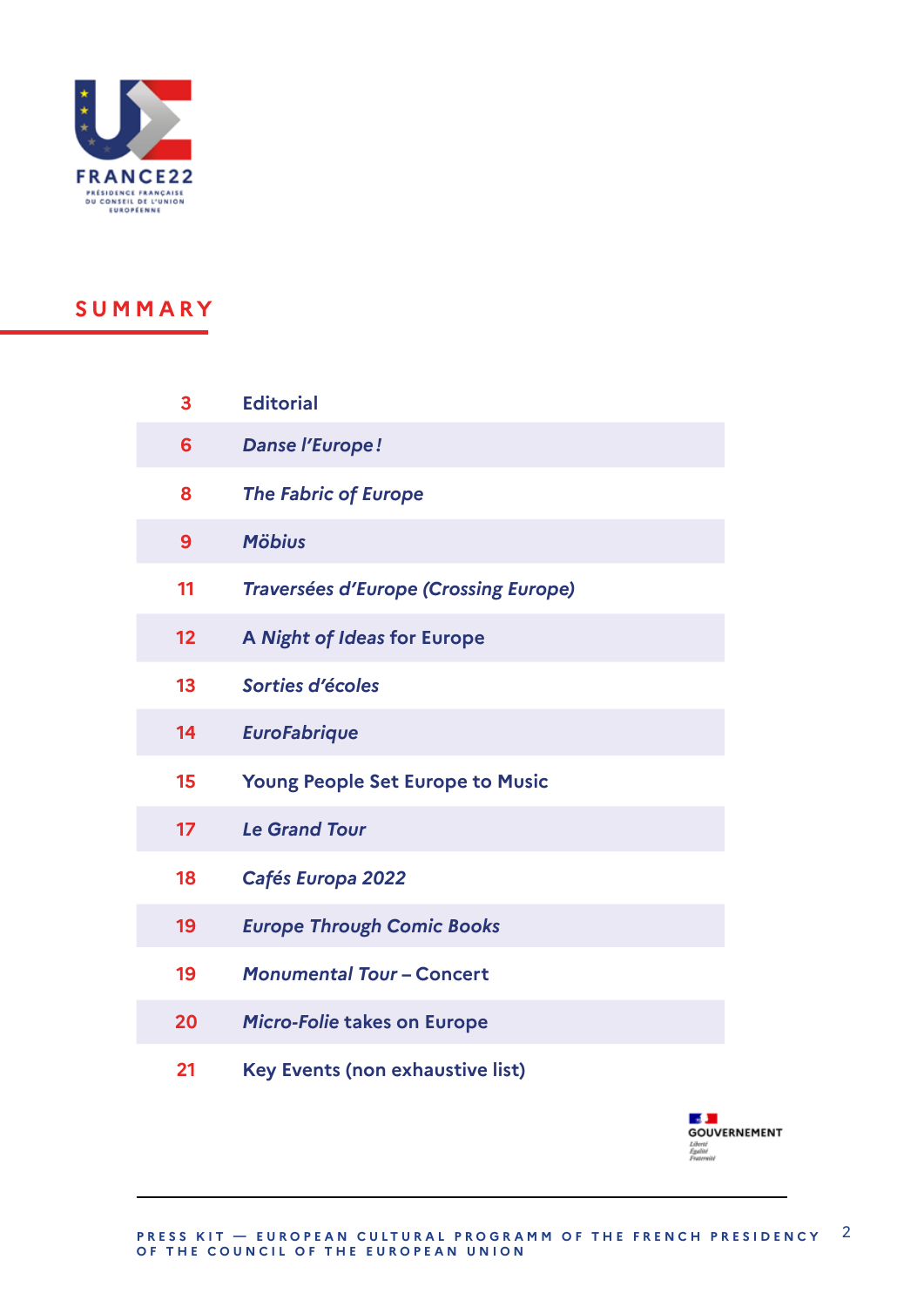## SUMMARY

| | |
|---|---|
| 3 | Editorial |
| 6 | *Danse l'Europe !* |
| 8 | *The Fabric of Europe* |
| 9 | *Möbius* |
| 11 | *Traversées d'Europe (Crossing Europe)* |
| 12 | A *Night of Ideas* for Europe |
| 13 | *Sorties d'écoles* |
| 14 | *EuroFabrique* |
| 15 | Young People Set Europe to Music |
| 17 | *Le Grand Tour* |
| 18 | *Cafés Europa 2022* |
| 19 | *Europe Through Comic Books* |
| 19 | *Monumental Tour* – Concert |
| 20 | *Micro-Folie* takes on Europe |
| 21 | Key Events (non exhaustive list) |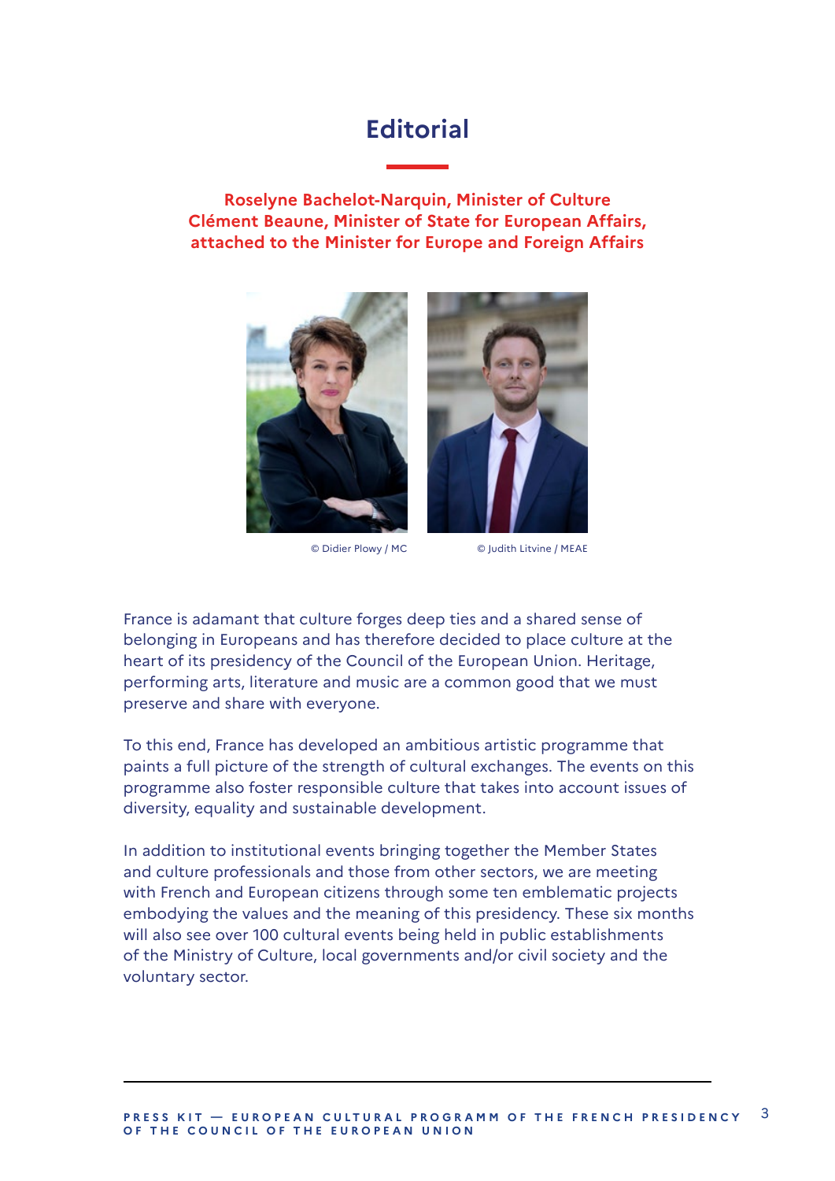# Editorial

**Roselyne Bachelot-Narquin, Minister of Culture**
**Clément Beaune, Minister of State for European Affairs, attached to the Minister for Europe and Foreign Affairs**

© Didier Plowy / MC

© Judith Litvine / MEAE

France is adamant that culture forges deep ties and a shared sense of belonging in Europeans and has therefore decided to place culture at the heart of its presidency of the Council of the European Union. Heritage, performing arts, literature and music are a common good that we must preserve and share with everyone.

To this end, France has developed an ambitious artistic programme that paints a full picture of the strength of cultural exchanges. The events on this programme also foster responsible culture that takes into account issues of diversity, equality and sustainable development.

In addition to institutional events bringing together the Member States and culture professionals and those from other sectors, we are meeting with French and European citizens through some ten emblematic projects embodying the values and the meaning of this presidency. These six months will also see over 100 cultural events being held in public establishments of the Ministry of Culture, local governments and/or civil society and the voluntary sector.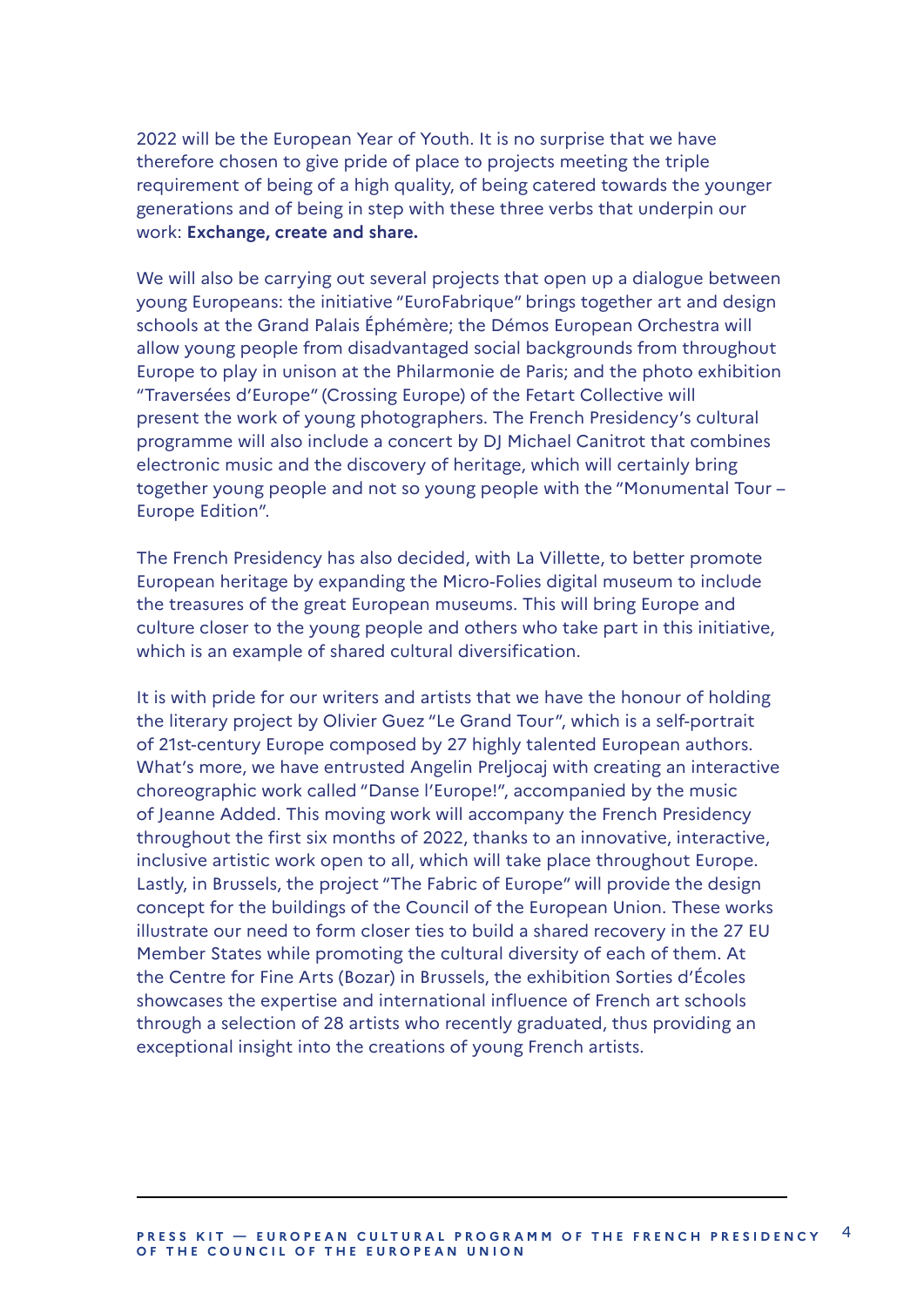2022 will be the European Year of Youth. It is no surprise that we have therefore chosen to give pride of place to projects meeting the triple requirement of being of a high quality, of being catered towards the younger generations and of being in step with these three verbs that underpin our work: **Exchange, create and share.**

We will also be carrying out several projects that open up a dialogue between young Europeans: the initiative "EuroFabrique" brings together art and design schools at the Grand Palais Éphémère; the Démos European Orchestra will allow young people from disadvantaged social backgrounds from throughout Europe to play in unison at the Philarmonie de Paris; and the photo exhibition "Traversées d'Europe" (Crossing Europe) of the Fetart Collective will present the work of young photographers. The French Presidency's cultural programme will also include a concert by DJ Michael Canitrot that combines electronic music and the discovery of heritage, which will certainly bring together young people and not so young people with the "Monumental Tour – Europe Edition".

The French Presidency has also decided, with La Villette, to better promote European heritage by expanding the Micro-Folies digital museum to include the treasures of the great European museums. This will bring Europe and culture closer to the young people and others who take part in this initiative, which is an example of shared cultural diversification.

It is with pride for our writers and artists that we have the honour of holding the literary project by Olivier Guez "Le Grand Tour", which is a self-portrait of 21st-century Europe composed by 27 highly talented European authors. What's more, we have entrusted Angelin Preljocaj with creating an interactive choreographic work called "Danse l'Europe!", accompanied by the music of Jeanne Added. This moving work will accompany the French Presidency throughout the first six months of 2022, thanks to an innovative, interactive, inclusive artistic work open to all, which will take place throughout Europe. Lastly, in Brussels, the project "The Fabric of Europe" will provide the design concept for the buildings of the Council of the European Union. These works illustrate our need to form closer ties to build a shared recovery in the 27 EU Member States while promoting the cultural diversity of each of them. At the Centre for Fine Arts (Bozar) in Brussels, the exhibition Sorties d'Écoles showcases the expertise and international influence of French art schools through a selection of 28 artists who recently graduated, thus providing an exceptional insight into the creations of young French artists.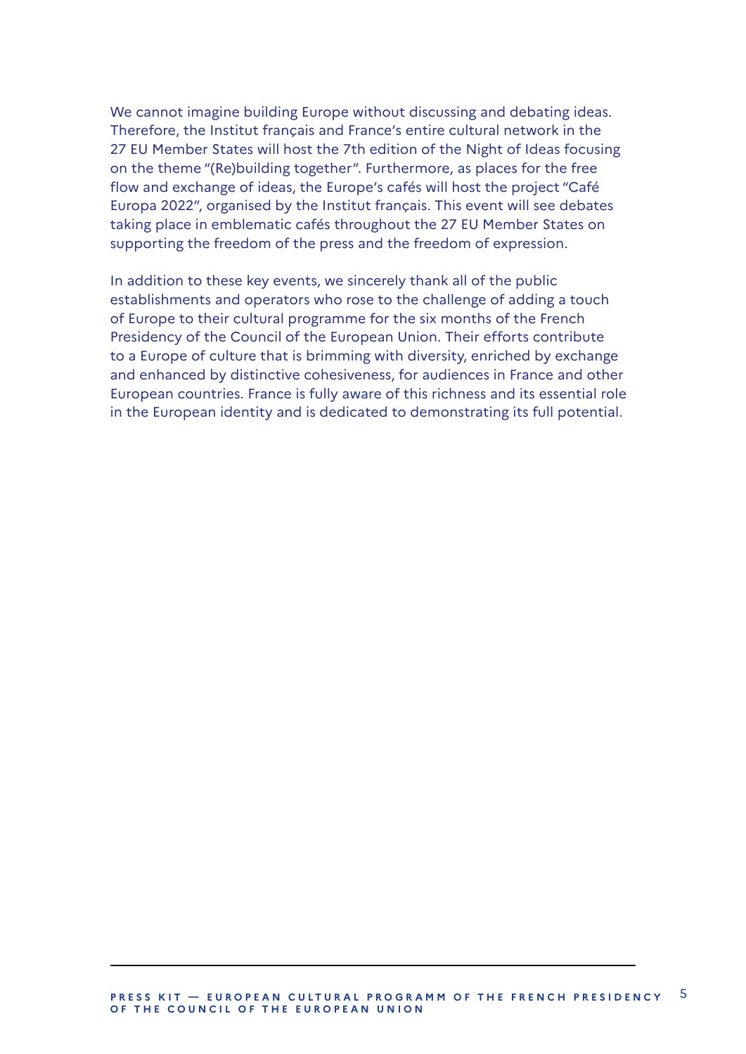We cannot imagine building Europe without discussing and debating ideas. Therefore, the Institut français and France's entire cultural network in the 27 EU Member States will host the 7th edition of the Night of Ideas focusing on the theme "(Re)building together". Furthermore, as places for the free flow and exchange of ideas, the Europe's cafés will host the project "Café Europa 2022", organised by the Institut français. This event will see debates taking place in emblematic cafés throughout the 27 EU Member States on supporting the freedom of the press and the freedom of expression.

In addition to these key events, we sincerely thank all of the public establishments and operators who rose to the challenge of adding a touch of Europe to their cultural programme for the six months of the French Presidency of the Council of the European Union. Their efforts contribute to a Europe of culture that is brimming with diversity, enriched by exchange and enhanced by distinctive cohesiveness, for audiences in France and other European countries. France is fully aware of this richness and its essential role in the European identity and is dedicated to demonstrating its full potential.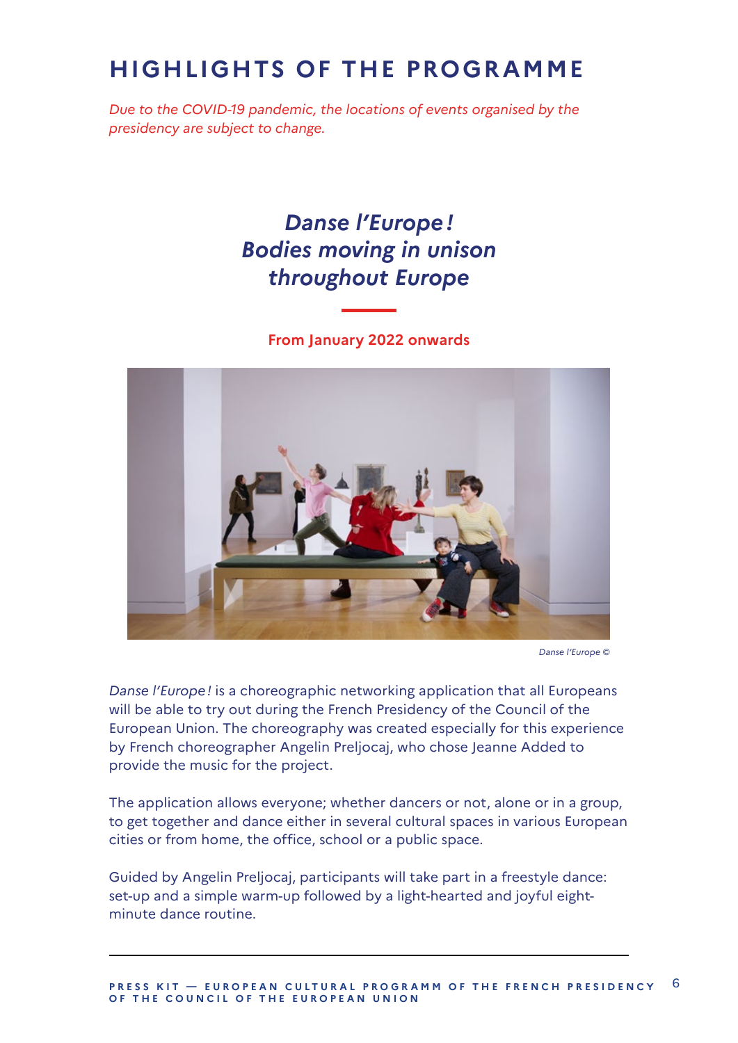# HIGHLIGHTS OF THE PROGRAMME

*Due to the COVID-19 pandemic, the locations of events organised by the presidency are subject to change.*

## *Danse l'Europe ! Bodies moving in unison throughout Europe*

**From January 2022 onwards**

*Danse l'Europe ©*

*Danse l'Europe !* is a choreographic networking application that all Europeans will be able to try out during the French Presidency of the Council of the European Union. The choreography was created especially for this experience by French choreographer Angelin Preljocaj, who chose Jeanne Added to provide the music for the project.

The application allows everyone; whether dancers or not, alone or in a group, to get together and dance either in several cultural spaces in various European cities or from home, the office, school or a public space.

Guided by Angelin Preljocaj, participants will take part in a freestyle dance: set-up and a simple warm-up followed by a light-hearted and joyful eight-minute dance routine.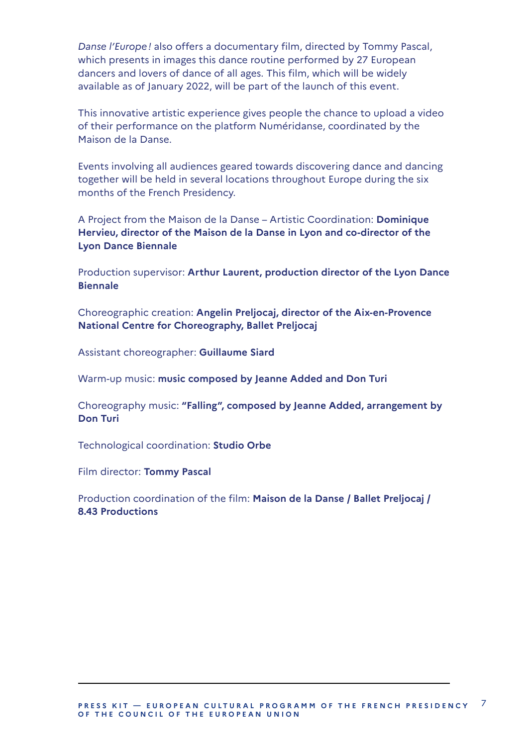*Danse l'Europe!* also offers a documentary film, directed by Tommy Pascal, which presents in images this dance routine performed by 27 European dancers and lovers of dance of all ages. This film, which will be widely available as of January 2022, will be part of the launch of this event.

This innovative artistic experience gives people the chance to upload a video of their performance on the platform Numéridanse, coordinated by the Maison de la Danse.

Events involving all audiences geared towards discovering dance and dancing together will be held in several locations throughout Europe during the six months of the French Presidency.

A Project from the Maison de la Danse – Artistic Coordination: **Dominique Hervieu, director of the Maison de la Danse in Lyon and co-director of the Lyon Dance Biennale**

Production supervisor: **Arthur Laurent, production director of the Lyon Dance Biennale**

Choreographic creation: **Angelin Preljocaj, director of the Aix-en-Provence National Centre for Choreography, Ballet Preljocaj**

Assistant choreographer: **Guillaume Siard**

Warm-up music: **music composed by Jeanne Added and Don Turi**

Choreography music: **"Falling", composed by Jeanne Added, arrangement by Don Turi**

Technological coordination: **Studio Orbe**

Film director: **Tommy Pascal**

Production coordination of the film: **Maison de la Danse / Ballet Preljocaj / 8.43 Productions**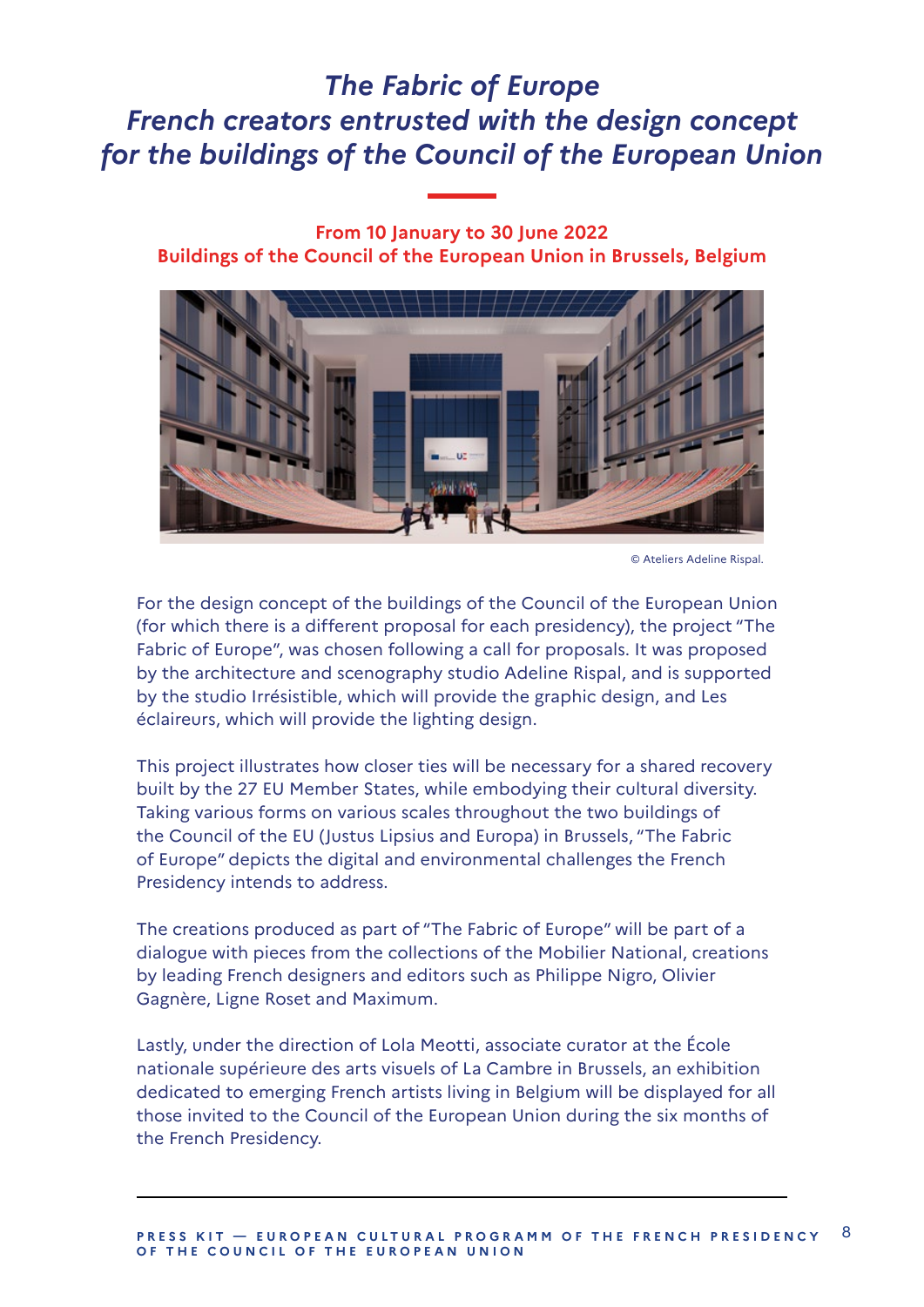# *The Fabric of Europe*
# *French creators entrusted with the design concept for the buildings of the Council of the European Union*

**From 10 January to 30 June 2022**
**Buildings of the Council of the European Union in Brussels, Belgium**

© Ateliers Adeline Rispal.

For the design concept of the buildings of the Council of the European Union (for which there is a different proposal for each presidency), the project "The Fabric of Europe", was chosen following a call for proposals. It was proposed by the architecture and scenography studio Adeline Rispal, and is supported by the studio Irrésistible, which will provide the graphic design, and Les éclaireurs, which will provide the lighting design.

This project illustrates how closer ties will be necessary for a shared recovery built by the 27 EU Member States, while embodying their cultural diversity. Taking various forms on various scales throughout the two buildings of the Council of the EU (Justus Lipsius and Europa) in Brussels, "The Fabric of Europe" depicts the digital and environmental challenges the French Presidency intends to address.

The creations produced as part of "The Fabric of Europe" will be part of a dialogue with pieces from the collections of the Mobilier National, creations by leading French designers and editors such as Philippe Nigro, Olivier Gagnère, Ligne Roset and Maximum.

Lastly, under the direction of Lola Meotti, associate curator at the École nationale supérieure des arts visuels of La Cambre in Brussels, an exhibition dedicated to emerging French artists living in Belgium will be displayed for all those invited to the Council of the European Union during the six months of the French Presidency.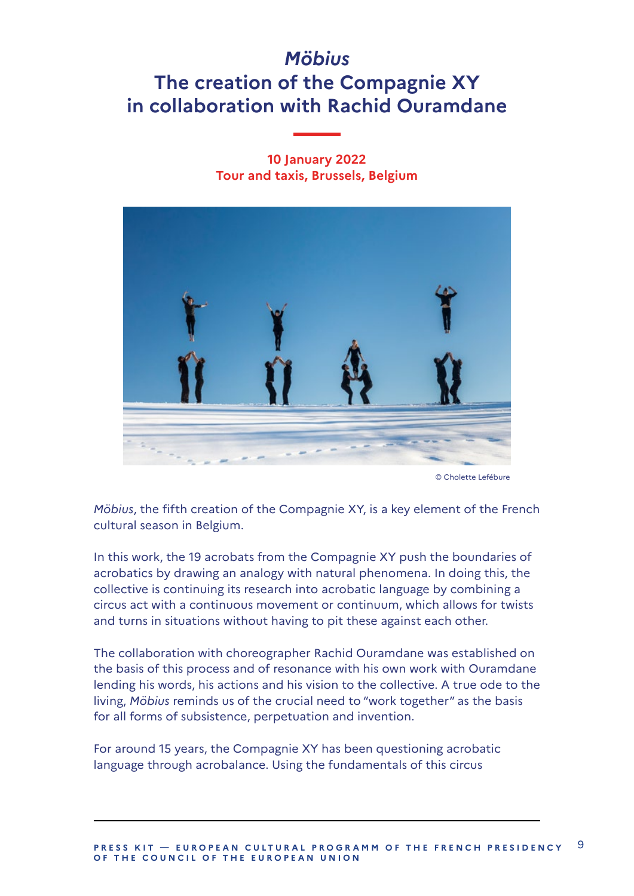# *Möbius*
# The creation of the Compagnie XY in collaboration with Rachid Ouramdane

**10 January 2022**
**Tour and taxis, Brussels, Belgium**

© Cholette Lefébure

*Möbius*, the fifth creation of the Compagnie XY, is a key element of the French cultural season in Belgium.

In this work, the 19 acrobats from the Compagnie XY push the boundaries of acrobatics by drawing an analogy with natural phenomena. In doing this, the collective is continuing its research into acrobatic language by combining a circus act with a continuous movement or continuum, which allows for twists and turns in situations without having to pit these against each other.

The collaboration with choreographer Rachid Ouramdane was established on the basis of this process and of resonance with his own work with Ouramdane lending his words, his actions and his vision to the collective. A true ode to the living, *Möbius* reminds us of the crucial need to "work together" as the basis for all forms of subsistence, perpetuation and invention.

For around 15 years, the Compagnie XY has been questioning acrobatic language through acrobalance. Using the fundamentals of this circus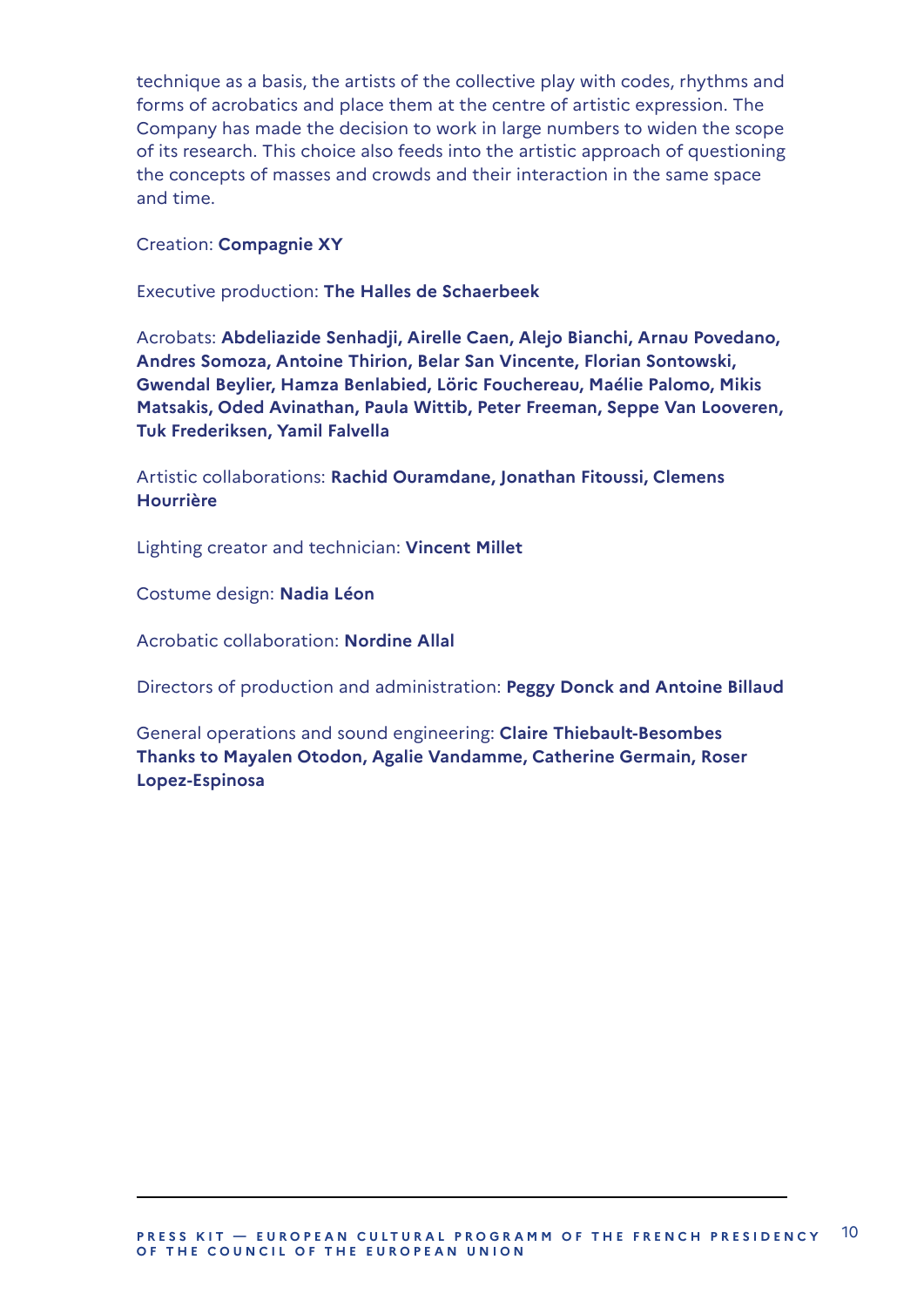technique as a basis, the artists of the collective play with codes, rhythms and forms of acrobatics and place them at the centre of artistic expression. The Company has made the decision to work in large numbers to widen the scope of its research. This choice also feeds into the artistic approach of questioning the concepts of masses and crowds and their interaction in the same space and time.

Creation: **Compagnie XY**

Executive production: **The Halles de Schaerbeek**

Acrobats: **Abdeliazide Senhadji, Airelle Caen, Alejo Bianchi, Arnau Povedano, Andres Somoza, Antoine Thirion, Belar San Vincente, Florian Sontowski, Gwendal Beylier, Hamza Benlabied, Löric Fouchereau, Maélie Palomo, Mikis Matsakis, Oded Avinathan, Paula Wittib, Peter Freeman, Seppe Van Looveren, Tuk Frederiksen, Yamil Falvella**

Artistic collaborations: **Rachid Ouramdane, Jonathan Fitoussi, Clemens Hourrière**

Lighting creator and technician: **Vincent Millet**

Costume design: **Nadia Léon**

Acrobatic collaboration: **Nordine Allal**

Directors of production and administration: **Peggy Donck and Antoine Billaud**

General operations and sound engineering: **Claire Thiebault-Besombes**
**Thanks to Mayalen Otodon, Agalie Vandamme, Catherine Germain, Roser Lopez-Espinosa**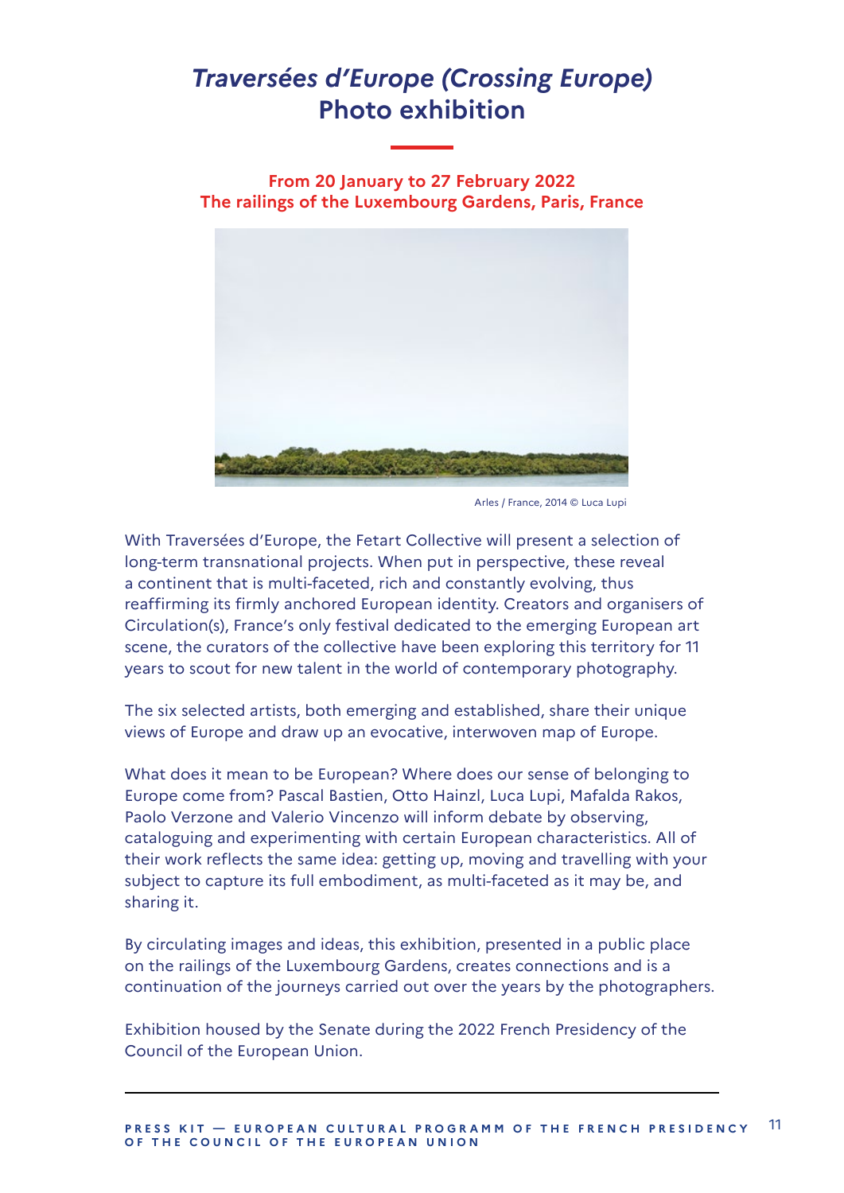# *Traversées d'Europe (Crossing Europe)*
# Photo exhibition

**From 20 January to 27 February 2022**
**The railings of the Luxembourg Gardens, Paris, France**

Arles / France, 2014 © Luca Lupi

With Traversées d'Europe, the Fetart Collective will present a selection of long-term transnational projects. When put in perspective, these reveal a continent that is multi-faceted, rich and constantly evolving, thus reaffirming its firmly anchored European identity. Creators and organisers of Circulation(s), France's only festival dedicated to the emerging European art scene, the curators of the collective have been exploring this territory for 11 years to scout for new talent in the world of contemporary photography.

The six selected artists, both emerging and established, share their unique views of Europe and draw up an evocative, interwoven map of Europe.

What does it mean to be European? Where does our sense of belonging to Europe come from? Pascal Bastien, Otto Hainzl, Luca Lupi, Mafalda Rakos, Paolo Verzone and Valerio Vincenzo will inform debate by observing, cataloguing and experimenting with certain European characteristics. All of their work reflects the same idea: getting up, moving and travelling with your subject to capture its full embodiment, as multi-faceted as it may be, and sharing it.

By circulating images and ideas, this exhibition, presented in a public place on the railings of the Luxembourg Gardens, creates connections and is a continuation of the journeys carried out over the years by the photographers.

Exhibition housed by the Senate during the 2022 French Presidency of the Council of the European Union.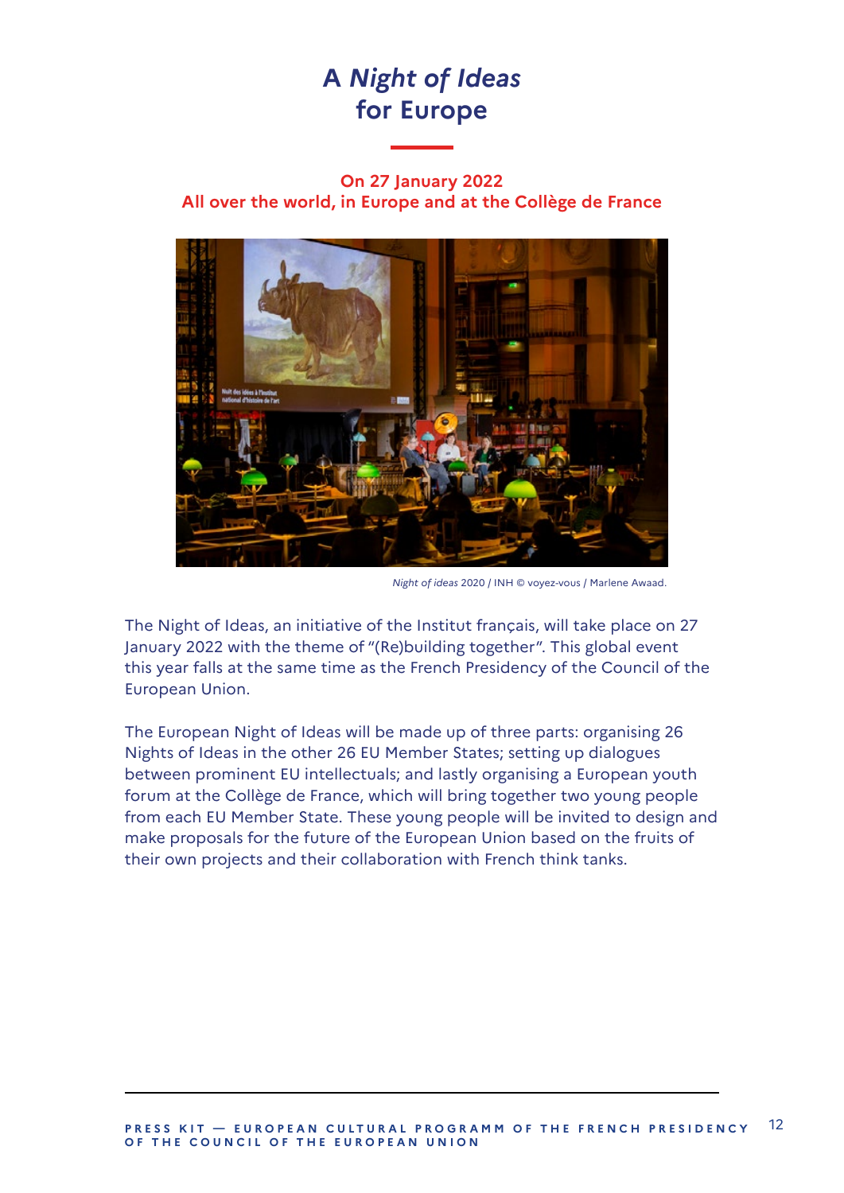# A *Night of Ideas* for Europe

**On 27 January 2022**
**All over the world, in Europe and at the Collège de France**

*Night of ideas* 2020 / INH © voyez-vous / Marlene Awaad.

The Night of Ideas, an initiative of the Institut français, will take place on 27 January 2022 with the theme of "(Re)building together". This global event this year falls at the same time as the French Presidency of the Council of the European Union.

The European Night of Ideas will be made up of three parts: organising 26 Nights of Ideas in the other 26 EU Member States; setting up dialogues between prominent EU intellectuals; and lastly organising a European youth forum at the Collège de France, which will bring together two young people from each EU Member State. These young people will be invited to design and make proposals for the future of the European Union based on the fruits of their own projects and their collaboration with French think tanks.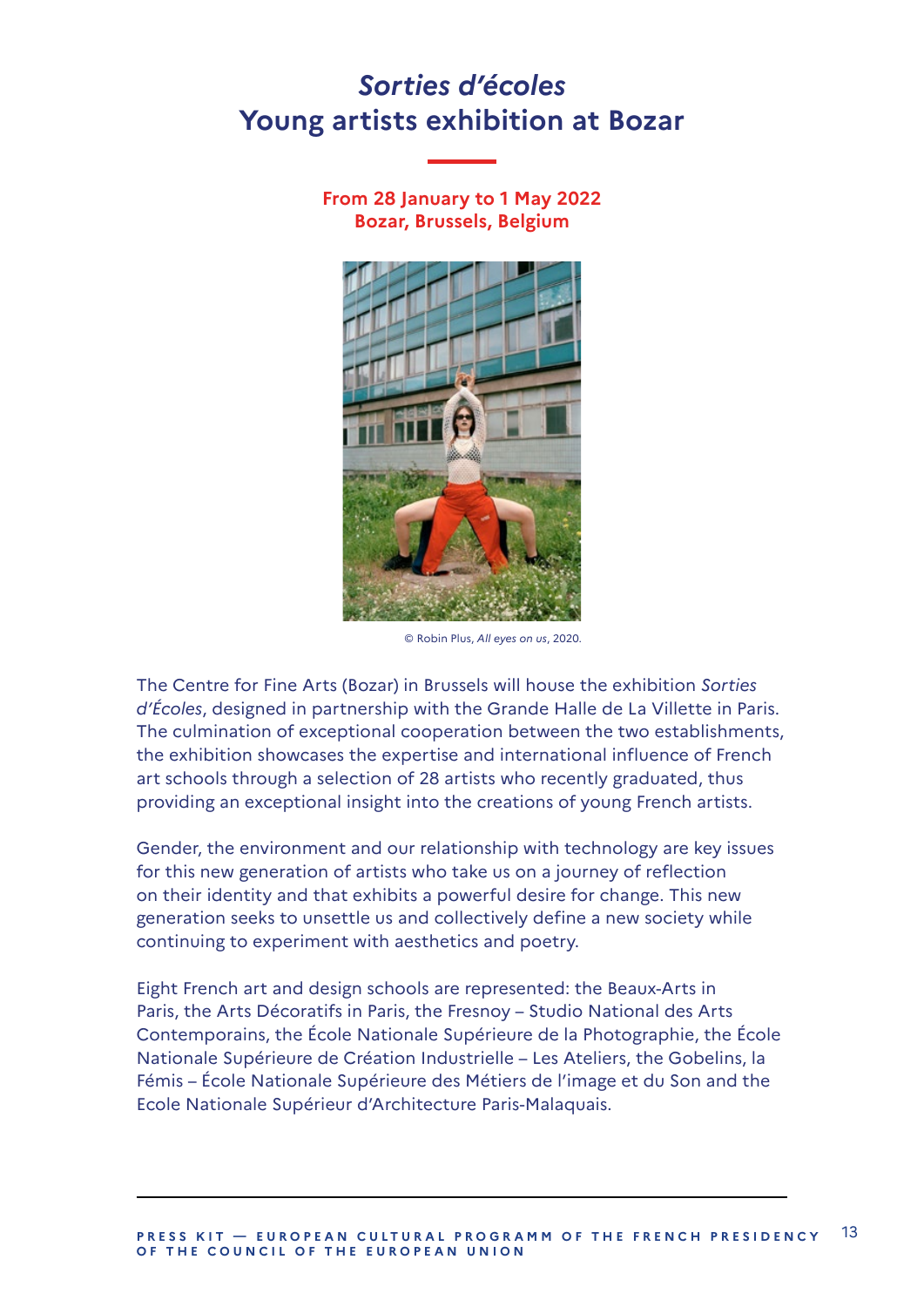# *Sorties d'écoles*
# Young artists exhibition at Bozar

**From 28 January to 1 May 2022**
**Bozar, Brussels, Belgium**

© Robin Plus, *All eyes on us*, 2020.

The Centre for Fine Arts (Bozar) in Brussels will house the exhibition *Sorties d'Écoles*, designed in partnership with the Grande Halle de La Villette in Paris. The culmination of exceptional cooperation between the two establishments, the exhibition showcases the expertise and international influence of French art schools through a selection of 28 artists who recently graduated, thus providing an exceptional insight into the creations of young French artists.

Gender, the environment and our relationship with technology are key issues for this new generation of artists who take us on a journey of reflection on their identity and that exhibits a powerful desire for change. This new generation seeks to unsettle us and collectively define a new society while continuing to experiment with aesthetics and poetry.

Eight French art and design schools are represented: the Beaux-Arts in Paris, the Arts Décoratifs in Paris, the Fresnoy – Studio National des Arts Contemporains, the École Nationale Supérieure de la Photographie, the École Nationale Supérieure de Création Industrielle – Les Ateliers, the Gobelins, la Fémis – École Nationale Supérieure des Métiers de l'image et du Son and the Ecole Nationale Supérieur d'Architecture Paris-Malaquais.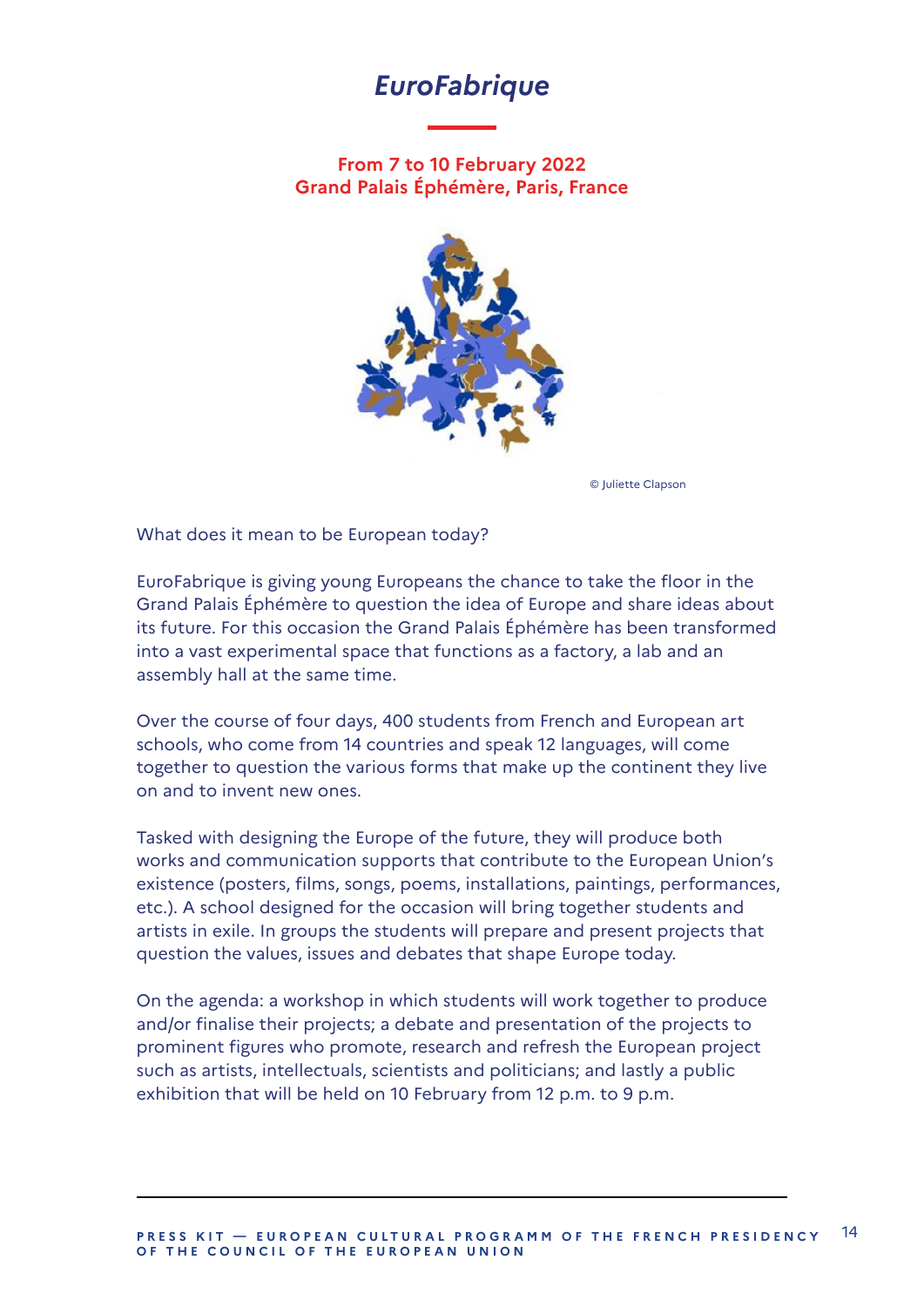# *EuroFabrique*

**From 7 to 10 February 2022**
**Grand Palais Éphémère, Paris, France**

© Juliette Clapson

What does it mean to be European today?

EuroFabrique is giving young Europeans the chance to take the floor in the Grand Palais Éphémère to question the idea of Europe and share ideas about its future. For this occasion the Grand Palais Éphémère has been transformed into a vast experimental space that functions as a factory, a lab and an assembly hall at the same time.

Over the course of four days, 400 students from French and European art schools, who come from 14 countries and speak 12 languages, will come together to question the various forms that make up the continent they live on and to invent new ones.

Tasked with designing the Europe of the future, they will produce both works and communication supports that contribute to the European Union's existence (posters, films, songs, poems, installations, paintings, performances, etc.). A school designed for the occasion will bring together students and artists in exile. In groups the students will prepare and present projects that question the values, issues and debates that shape Europe today.

On the agenda: a workshop in which students will work together to produce and/or finalise their projects; a debate and presentation of the projects to prominent figures who promote, research and refresh the European project such as artists, intellectuals, scientists and politicians; and lastly a public exhibition that will be held on 10 February from 12 p.m. to 9 p.m.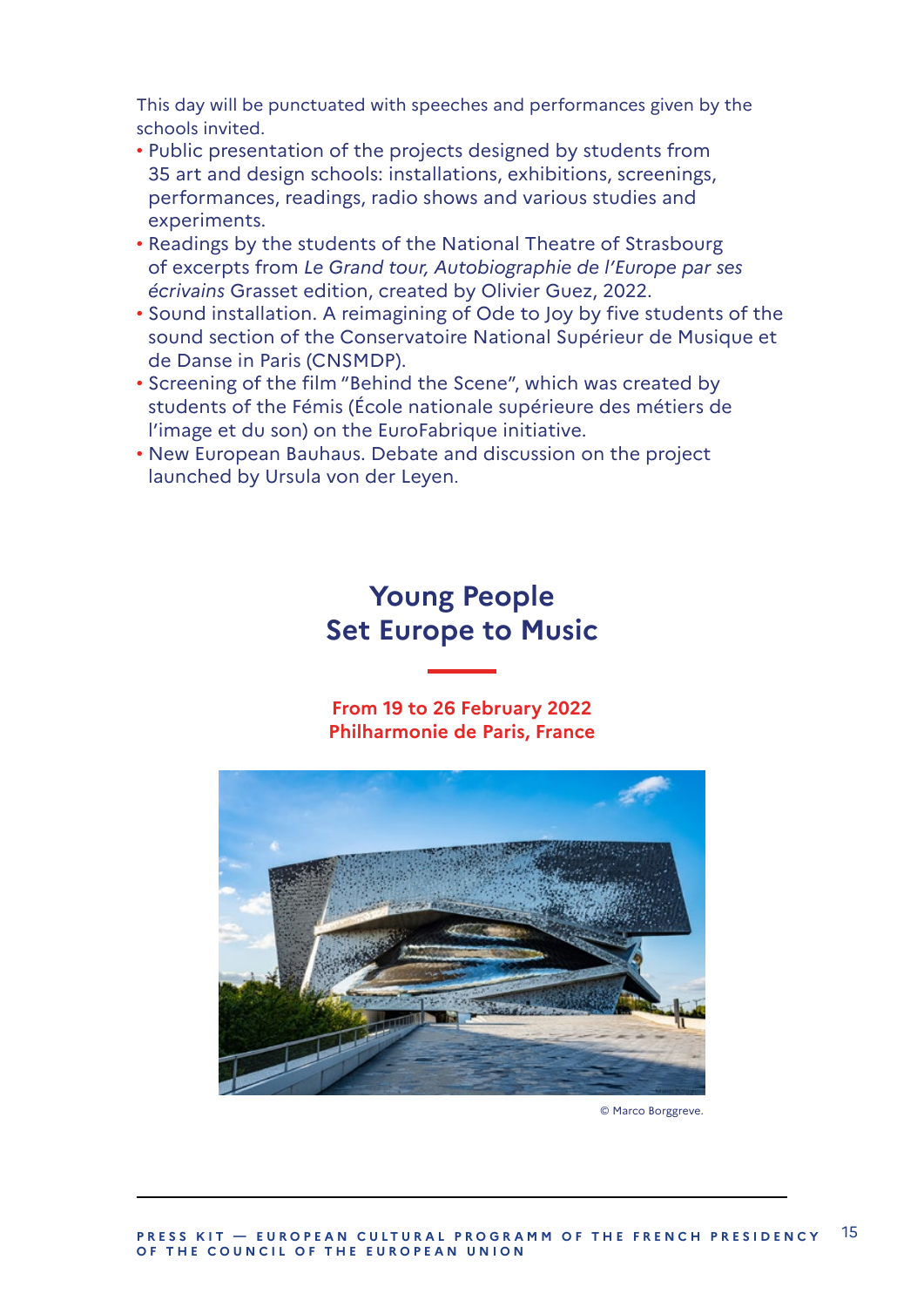This day will be punctuated with speeches and performances given by the schools invited.

- Public presentation of the projects designed by students from 35 art and design schools: installations, exhibitions, screenings, performances, readings, radio shows and various studies and experiments.
- Readings by the students of the National Theatre of Strasbourg of excerpts from *Le Grand tour, Autobiographie de l'Europe par ses écrivains* Grasset edition, created by Olivier Guez, 2022.
- Sound installation. A reimagining of Ode to Joy by five students of the sound section of the Conservatoire National Supérieur de Musique et de Danse in Paris (CNSMDP).
- Screening of the film "Behind the Scene", which was created by students of the Fémis (École nationale supérieure des métiers de l'image et du son) on the EuroFabrique initiative.
- New European Bauhaus. Debate and discussion on the project launched by Ursula von der Leyen.

## Young People Set Europe to Music

**From 19 to 26 February 2022**
**Philharmonie de Paris, France**

© Marco Borggreve.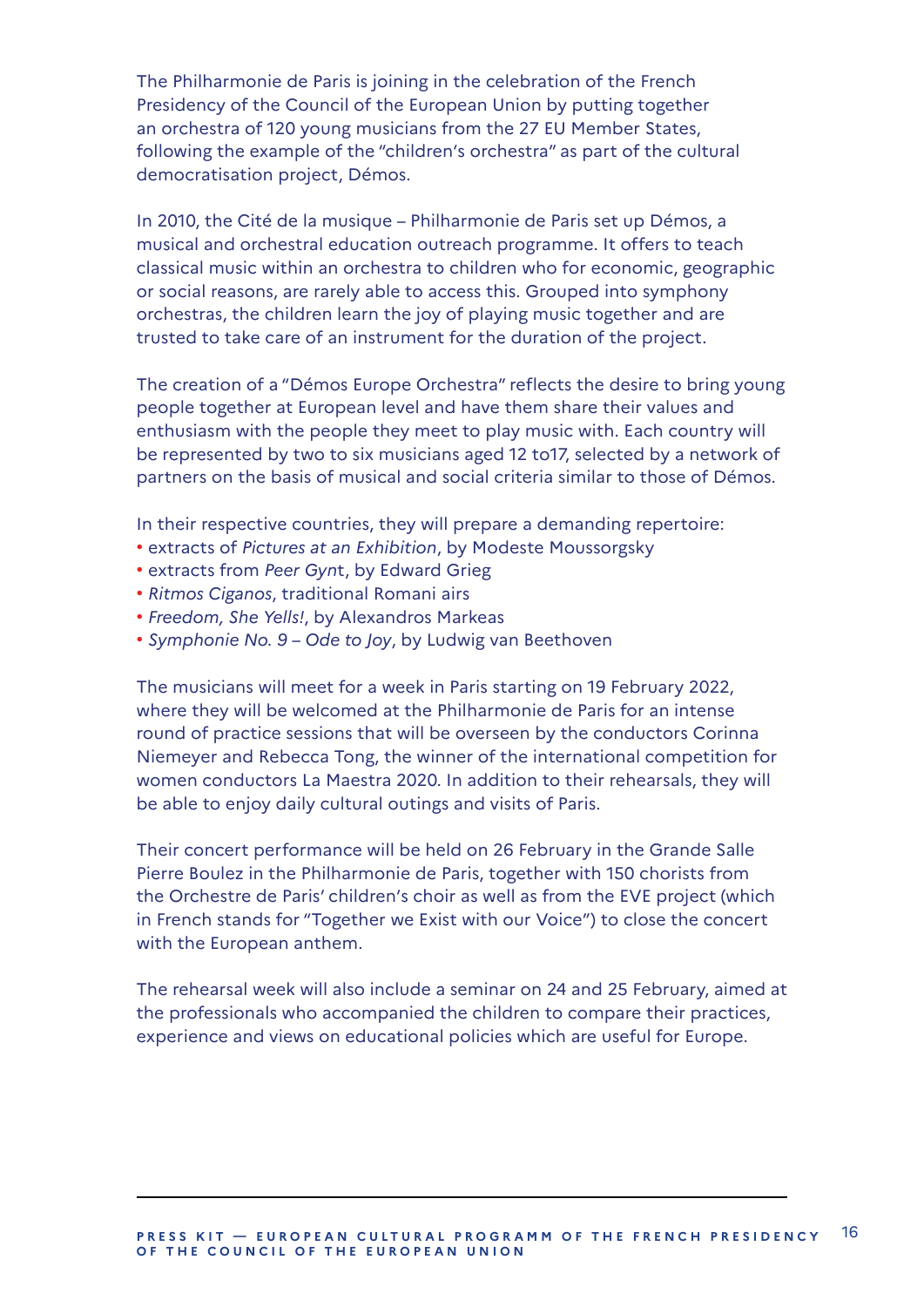The Philharmonie de Paris is joining in the celebration of the French Presidency of the Council of the European Union by putting together an orchestra of 120 young musicians from the 27 EU Member States, following the example of the "children's orchestra" as part of the cultural democratisation project, Démos.

In 2010, the Cité de la musique – Philharmonie de Paris set up Démos, a musical and orchestral education outreach programme. It offers to teach classical music within an orchestra to children who for economic, geographic or social reasons, are rarely able to access this. Grouped into symphony orchestras, the children learn the joy of playing music together and are trusted to take care of an instrument for the duration of the project.

The creation of a "Démos Europe Orchestra" reflects the desire to bring young people together at European level and have them share their values and enthusiasm with the people they meet to play music with. Each country will be represented by two to six musicians aged 12 to17, selected by a network of partners on the basis of musical and social criteria similar to those of Démos.

In their respective countries, they will prepare a demanding repertoire:
- extracts of *Pictures at an Exhibition*, by Modeste Moussorgsky
- extracts from *Peer Gyn*t, by Edward Grieg
- *Ritmos Ciganos*, traditional Romani airs
- *Freedom, She Yells!*, by Alexandros Markeas
- *Symphonie No. 9 – Ode to Joy*, by Ludwig van Beethoven

The musicians will meet for a week in Paris starting on 19 February 2022, where they will be welcomed at the Philharmonie de Paris for an intense round of practice sessions that will be overseen by the conductors Corinna Niemeyer and Rebecca Tong, the winner of the international competition for women conductors La Maestra 2020. In addition to their rehearsals, they will be able to enjoy daily cultural outings and visits of Paris.

Their concert performance will be held on 26 February in the Grande Salle Pierre Boulez in the Philharmonie de Paris, together with 150 chorists from the Orchestre de Paris' children's choir as well as from the EVE project (which in French stands for "Together we Exist with our Voice") to close the concert with the European anthem.

The rehearsal week will also include a seminar on 24 and 25 February, aimed at the professionals who accompanied the children to compare their practices, experience and views on educational policies which are useful for Europe.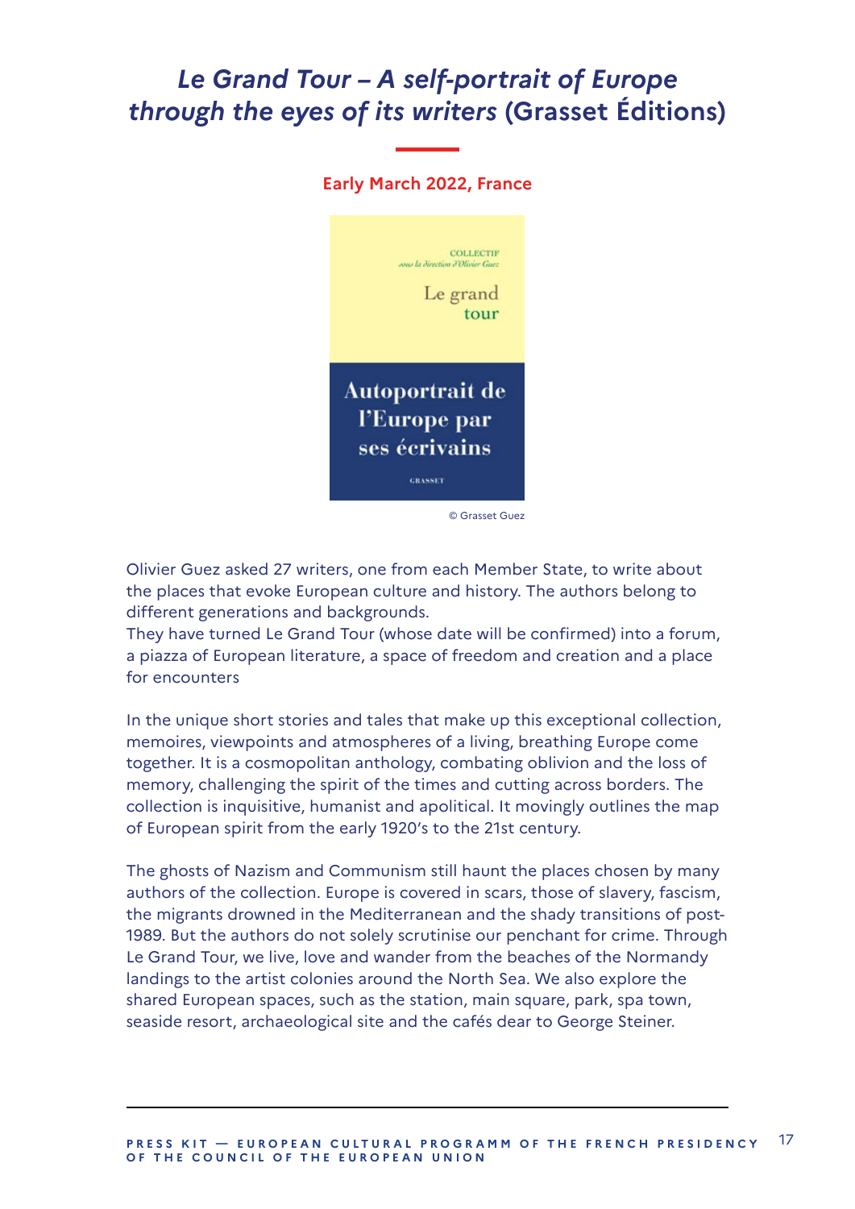# *Le Grand Tour – A self-portrait of Europe through the eyes of its writers* (Grasset Éditions)

**Early March 2022, France**

© Grasset Guez

Olivier Guez asked 27 writers, one from each Member State, to write about the places that evoke European culture and history. The authors belong to different generations and backgrounds.
They have turned Le Grand Tour (whose date will be confirmed) into a forum, a piazza of European literature, a space of freedom and creation and a place for encounters

In the unique short stories and tales that make up this exceptional collection, memoires, viewpoints and atmospheres of a living, breathing Europe come together. It is a cosmopolitan anthology, combating oblivion and the loss of memory, challenging the spirit of the times and cutting across borders. The collection is inquisitive, humanist and apolitical. It movingly outlines the map of European spirit from the early 1920's to the 21st century.

The ghosts of Nazism and Communism still haunt the places chosen by many authors of the collection. Europe is covered in scars, those of slavery, fascism, the migrants drowned in the Mediterranean and the shady transitions of post-1989. But the authors do not solely scrutinise our penchant for crime. Through Le Grand Tour, we live, love and wander from the beaches of the Normandy landings to the artist colonies around the North Sea. We also explore the shared European spaces, such as the station, main square, park, spa town, seaside resort, archaeological site and the cafés dear to George Steiner.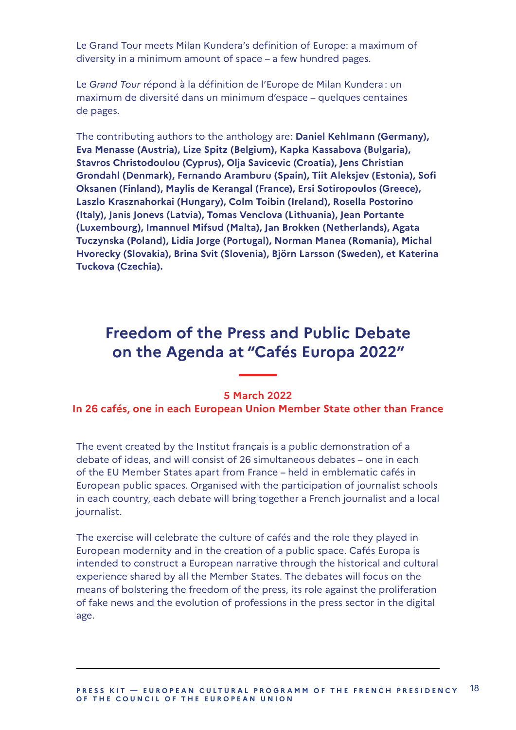Le Grand Tour meets Milan Kundera's definition of Europe: a maximum of diversity in a minimum amount of space – a few hundred pages.

Le *Grand Tour* répond à la définition de l'Europe de Milan Kundera : un maximum de diversité dans un minimum d'espace – quelques centaines de pages.

The contributing authors to the anthology are: **Daniel Kehlmann (Germany), Eva Menasse (Austria), Lize Spitz (Belgium), Kapka Kassabova (Bulgaria), Stavros Christodoulou (Cyprus), Olja Savicevic (Croatia), Jens Christian Grondahl (Denmark), Fernando Aramburu (Spain), Tiit Aleksjev (Estonia), Sofi Oksanen (Finland), Maylis de Kerangal (France), Ersi Sotiropoulos (Greece), Laszlo Krasznahorkai (Hungary), Colm Toibin (Ireland), Rosella Postorino (Italy), Janis Jonevs (Latvia), Tomas Venclova (Lithuania), Jean Portante (Luxembourg), Imannuel Mifsud (Malta), Jan Brokken (Netherlands), Agata Tuczynska (Poland), Lidia Jorge (Portugal), Norman Manea (Romania), Michal Hvorecky (Slovakia), Brina Svit (Slovenia), Björn Larsson (Sweden), et Katerina Tuckova (Czechia).**

## Freedom of the Press and Public Debate on the Agenda at "Cafés Europa 2022"

**5 March 2022**
**In 26 cafés, one in each European Union Member State other than France**

The event created by the Institut français is a public demonstration of a debate of ideas, and will consist of 26 simultaneous debates – one in each of the EU Member States apart from France – held in emblematic cafés in European public spaces. Organised with the participation of journalist schools in each country, each debate will bring together a French journalist and a local journalist.

The exercise will celebrate the culture of cafés and the role they played in European modernity and in the creation of a public space. Cafés Europa is intended to construct a European narrative through the historical and cultural experience shared by all the Member States. The debates will focus on the means of bolstering the freedom of the press, its role against the proliferation of fake news and the evolution of professions in the press sector in the digital age.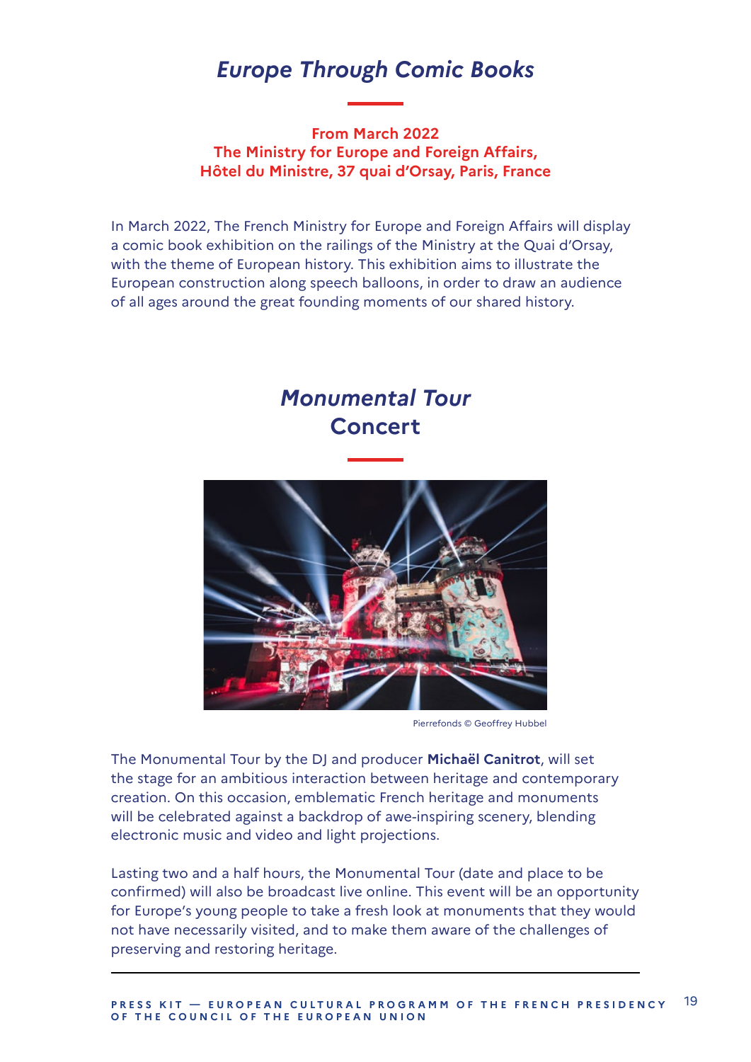## *Europe Through Comic Books*

**From March 2022**
**The Ministry for Europe and Foreign Affairs,**
**Hôtel du Ministre, 37 quai d'Orsay, Paris, France**

In March 2022, The French Ministry for Europe and Foreign Affairs will display a comic book exhibition on the railings of the Ministry at the Quai d'Orsay, with the theme of European history. This exhibition aims to illustrate the European construction along speech balloons, in order to draw an audience of all ages around the great founding moments of our shared history.

## *Monumental Tour* Concert

Pierrefonds © Geoffrey Hubbel

The Monumental Tour by the DJ and producer **Michaël Canitrot**, will set the stage for an ambitious interaction between heritage and contemporary creation. On this occasion, emblematic French heritage and monuments will be celebrated against a backdrop of awe-inspiring scenery, blending electronic music and video and light projections.

Lasting two and a half hours, the Monumental Tour (date and place to be confirmed) will also be broadcast live online. This event will be an opportunity for Europe's young people to take a fresh look at monuments that they would not have necessarily visited, and to make them aware of the challenges of preserving and restoring heritage.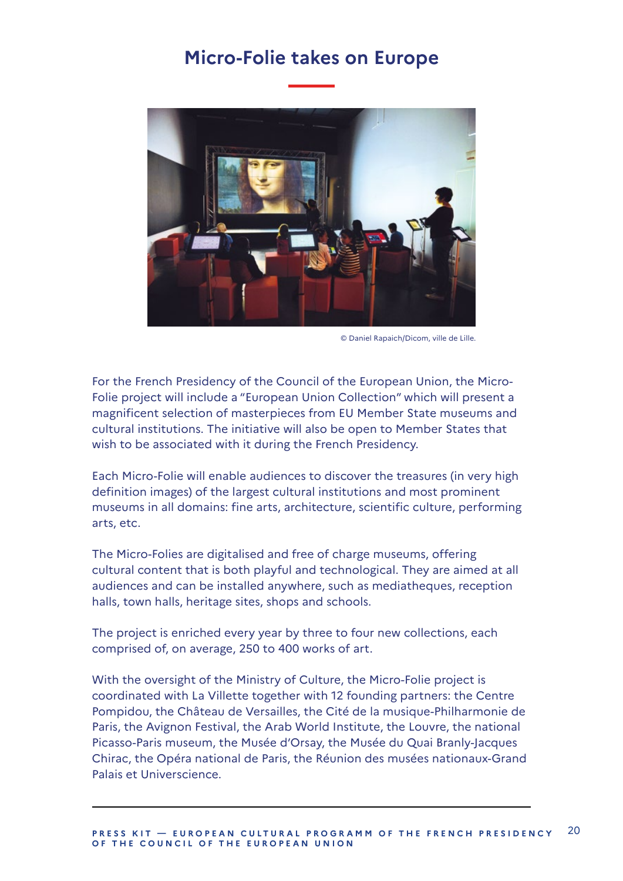## Micro-Folie takes on Europe

© Daniel Rapaich/Dicom, ville de Lille.

For the French Presidency of the Council of the European Union, the Micro-Folie project will include a "European Union Collection" which will present a magnificent selection of masterpieces from EU Member State museums and cultural institutions. The initiative will also be open to Member States that wish to be associated with it during the French Presidency.

Each Micro-Folie will enable audiences to discover the treasures (in very high definition images) of the largest cultural institutions and most prominent museums in all domains: fine arts, architecture, scientific culture, performing arts, etc.

The Micro-Folies are digitalised and free of charge museums, offering cultural content that is both playful and technological. They are aimed at all audiences and can be installed anywhere, such as mediatheques, reception halls, town halls, heritage sites, shops and schools.

The project is enriched every year by three to four new collections, each comprised of, on average, 250 to 400 works of art.

With the oversight of the Ministry of Culture, the Micro-Folie project is coordinated with La Villette together with 12 founding partners: the Centre Pompidou, the Château de Versailles, the Cité de la musique-Philharmonie de Paris, the Avignon Festival, the Arab World Institute, the Louvre, the national Picasso-Paris museum, the Musée d'Orsay, the Musée du Quai Branly-Jacques Chirac, the Opéra national de Paris, the Réunion des musées nationaux-Grand Palais et Universcience.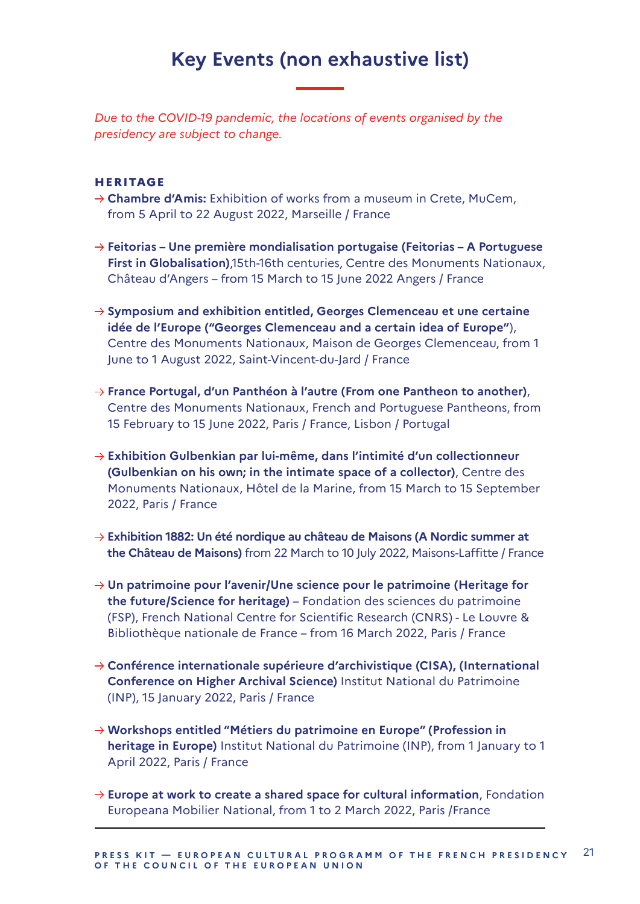# Key Events (non exhaustive list)

*Due to the COVID-19 pandemic, the locations of events organised by the presidency are subject to change.*

## HERITAGE

- **Chambre d'Amis:** Exhibition of works from a museum in Crete, MuCem, from 5 April to 22 August 2022, Marseille / France
- **Feitorias – Une première mondialisation portugaise (Feitorias – A Portuguese First in Globalisation)**,15th-16th centuries, Centre des Monuments Nationaux, Château d'Angers – from 15 March to 15 June 2022 Angers / France
- **Symposium and exhibition entitled, Georges Clemenceau et une certaine idée de l'Europe ("Georges Clemenceau and a certain idea of Europe")**, Centre des Monuments Nationaux, Maison de Georges Clemenceau, from 1 June to 1 August 2022, Saint-Vincent-du-Jard / France
- **France Portugal, d'un Panthéon à l'autre (From one Pantheon to another)**, Centre des Monuments Nationaux, French and Portuguese Pantheons, from 15 February to 15 June 2022, Paris / France, Lisbon / Portugal
- **Exhibition Gulbenkian par lui-même, dans l'intimité d'un collectionneur (Gulbenkian on his own; in the intimate space of a collector)**, Centre des Monuments Nationaux, Hôtel de la Marine, from 15 March to 15 September 2022, Paris / France
- **Exhibition 1882: Un été nordique au château de Maisons (A Nordic summer at the Château de Maisons)** from 22 March to 10 July 2022, Maisons-Laffitte / France
- **Un patrimoine pour l'avenir/Une science pour le patrimoine (Heritage for the future/Science for heritage)** – Fondation des sciences du patrimoine (FSP), French National Centre for Scientific Research (CNRS) - Le Louvre & Bibliothèque nationale de France – from 16 March 2022, Paris / France
- **Conférence internationale supérieure d'archivistique (CISA), (International Conference on Higher Archival Science)** Institut National du Patrimoine (INP), 15 January 2022, Paris / France
- **Workshops entitled "Métiers du patrimoine en Europe" (Profession in heritage in Europe)** Institut National du Patrimoine (INP), from 1 January to 1 April 2022, Paris / France
- **Europe at work to create a shared space for cultural information**, Fondation Europeana Mobilier National, from 1 to 2 March 2022, Paris /France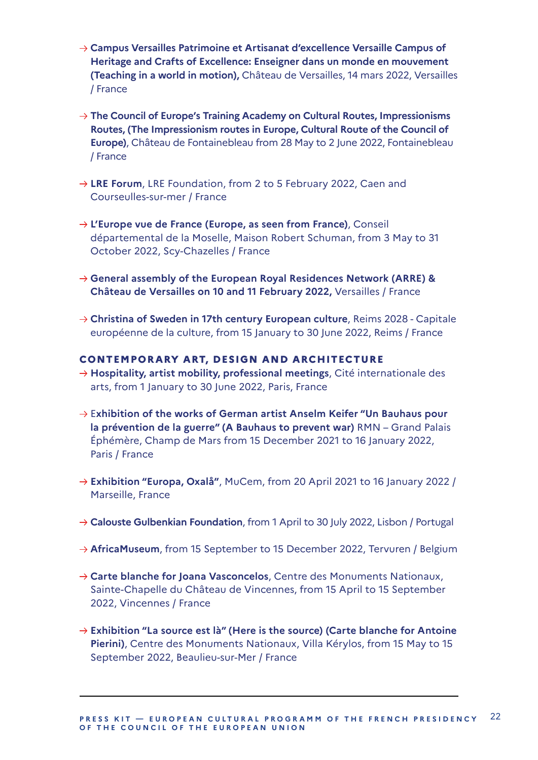- → **Campus Versailles Patrimoine et Artisanat d'excellence Versaille Campus of Heritage and Crafts of Excellence: Enseigner dans un monde en mouvement (Teaching in a world in motion),** Château de Versailles, 14 mars 2022, Versailles / France

- → **The Council of Europe's Training Academy on Cultural Routes, Impressionisms Routes, (The Impressionism routes in Europe, Cultural Route of the Council of Europe)**, Château de Fontainebleau from 28 May to 2 June 2022, Fontainebleau / France

- → **LRE Forum**, LRE Foundation, from 2 to 5 February 2022, Caen and Courseulles-sur-mer / France

- → **L'Europe vue de France (Europe, as seen from France)**, Conseil départemental de la Moselle, Maison Robert Schuman, from 3 May to 31 October 2022, Scy-Chazelles / France

- → **General assembly of the European Royal Residences Network (ARRE) & Château de Versailles on 10 and 11 February 2022,** Versailles / France

- → **Christina of Sweden in 17th century European culture**, Reims 2028 - Capitale européenne de la culture, from 15 January to 30 June 2022, Reims / France

## CONTEMPORARY ART, DESIGN AND ARCHITECTURE

- → **Hospitality, artist mobility, professional meetings**, Cité internationale des arts, from 1 January to 30 June 2022, Paris, France

- → **Exhibition of the works of German artist Anselm Keifer "Un Bauhaus pour la prévention de la guerre" (A Bauhaus to prevent war)** RMN – Grand Palais Éphémère, Champ de Mars from 15 December 2021 to 16 January 2022, Paris / France

- → **Exhibition "Europa, Oxalå"**, MuCem, from 20 April 2021 to 16 January 2022 / Marseille, France

- → **Calouste Gulbenkian Foundation**, from 1 April to 30 July 2022, Lisbon / Portugal

- → **AfricaMuseum**, from 15 September to 15 December 2022, Tervuren / Belgium

- → **Carte blanche for Joana Vasconcelos**, Centre des Monuments Nationaux, Sainte-Chapelle du Château de Vincennes, from 15 April to 15 September 2022, Vincennes / France

- → **Exhibition "La source est là" (Here is the source) (Carte blanche for Antoine Pierini)**, Centre des Monuments Nationaux, Villa Kérylos, from 15 May to 15 September 2022, Beaulieu-sur-Mer / France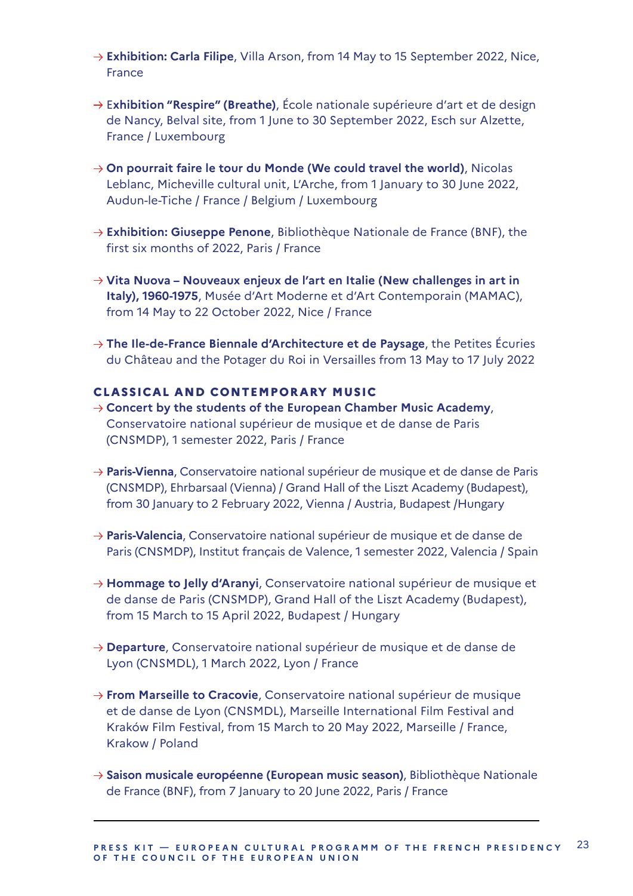→ **Exhibition: Carla Filipe**, Villa Arson, from 14 May to 15 September 2022, Nice, France

→ E**xhibition "Respire" (Breathe)**, École nationale supérieure d'art et de design de Nancy, Belval site, from 1 June to 30 September 2022, Esch sur Alzette, France / Luxembourg

→ **On pourrait faire le tour du Monde (We could travel the world)**, Nicolas Leblanc, Micheville cultural unit, L'Arche, from 1 January to 30 June 2022, Audun-le-Tiche / France / Belgium / Luxembourg

→ **Exhibition: Giuseppe Penone**, Bibliothèque Nationale de France (BNF), the first six months of 2022, Paris / France

→ **Vita Nuova – Nouveaux enjeux de l'art en Italie (New challenges in art in Italy), 1960-1975**, Musée d'Art Moderne et d'Art Contemporain (MAMAC), from 14 May to 22 October 2022, Nice / France

→ **The Ile-de-France Biennale d'Architecture et de Paysage**, the Petites Écuries du Château and the Potager du Roi in Versailles from 13 May to 17 July 2022

### CLASSICAL AND CONTEMPORARY MUSIC

→ **Concert by the students of the European Chamber Music Academy**, Conservatoire national supérieur de musique et de danse de Paris (CNSMDP), 1 semester 2022, Paris / France

→ **Paris-Vienna**, Conservatoire national supérieur de musique et de danse de Paris (CNSMDP), Ehrbarsaal (Vienna) / Grand Hall of the Liszt Academy (Budapest), from 30 January to 2 February 2022, Vienna / Austria, Budapest /Hungary

→ **Paris-Valencia**, Conservatoire national supérieur de musique et de danse de Paris (CNSMDP), Institut français de Valence, 1 semester 2022, Valencia / Spain

→ **Hommage to Jelly d'Aranyi**, Conservatoire national supérieur de musique et de danse de Paris (CNSMDP), Grand Hall of the Liszt Academy (Budapest), from 15 March to 15 April 2022, Budapest / Hungary

→ **Departure**, Conservatoire national supérieur de musique et de danse de Lyon (CNSMDL), 1 March 2022, Lyon / France

→ **From Marseille to Cracovie**, Conservatoire national supérieur de musique et de danse de Lyon (CNSMDL), Marseille International Film Festival and Kraków Film Festival, from 15 March to 20 May 2022, Marseille / France, Krakow / Poland

→ **Saison musicale européenne (European music season)**, Bibliothèque Nationale de France (BNF), from 7 January to 20 June 2022, Paris / France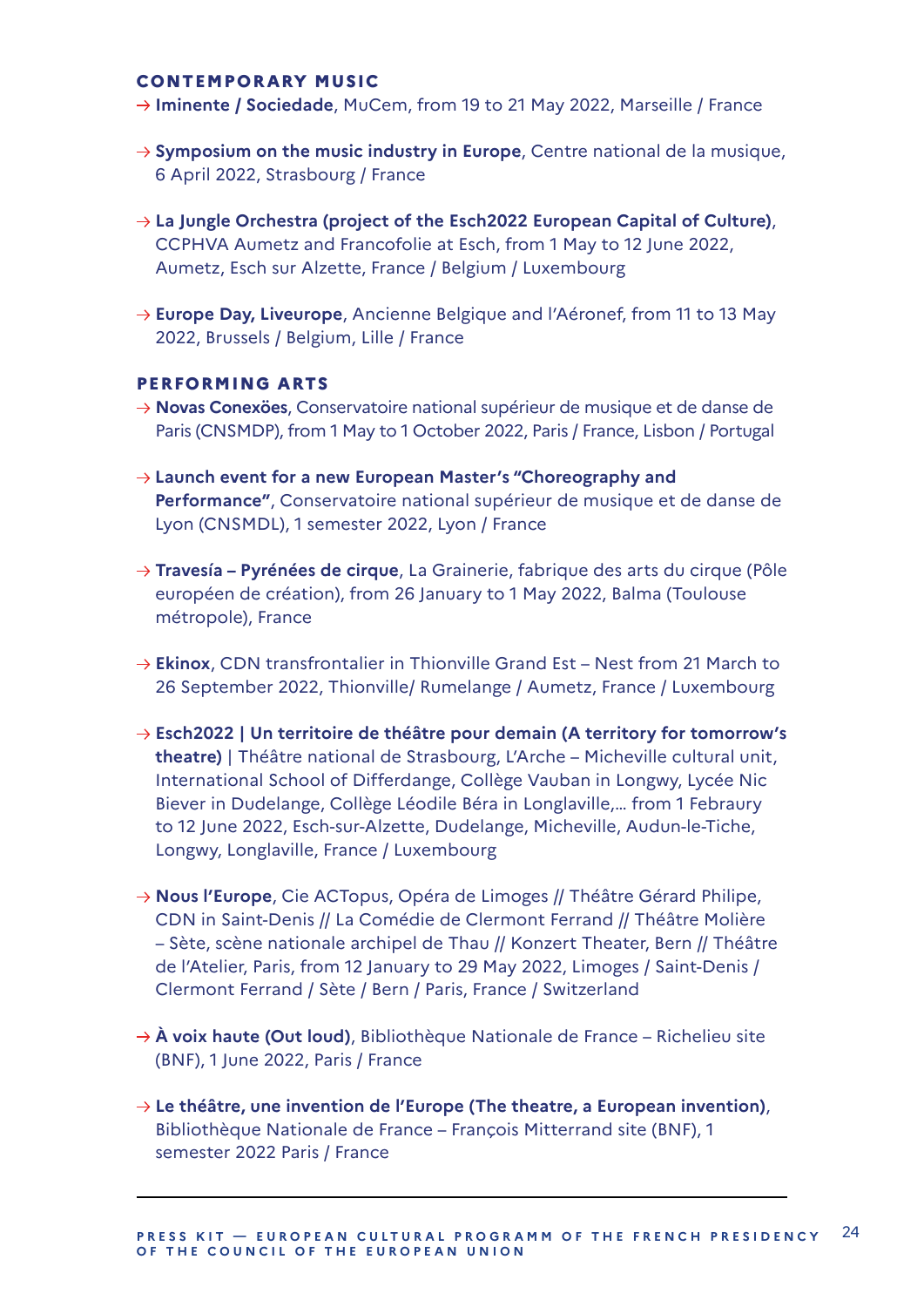#### CONTEMPORARY MUSIC

- → **Iminente / Sociedade**, MuCem, from 19 to 21 May 2022, Marseille / France

- → **Symposium on the music industry in Europe**, Centre national de la musique, 6 April 2022, Strasbourg / France

- → **La Jungle Orchestra (project of the Esch2022 European Capital of Culture)**, CCPHVA Aumetz and Francofolie at Esch, from 1 May to 12 June 2022, Aumetz, Esch sur Alzette, France / Belgium / Luxembourg

- → **Europe Day, Liveurope**, Ancienne Belgique and l'Aéronef, from 11 to 13 May 2022, Brussels / Belgium, Lille / France

#### PERFORMING ARTS

- → **Novas Conexões**, Conservatoire national supérieur de musique et de danse de Paris (CNSMDP), from 1 May to 1 October 2022, Paris / France, Lisbon / Portugal

- → **Launch event for a new European Master's "Choreography and Performance"**, Conservatoire national supérieur de musique et de danse de Lyon (CNSMDL), 1 semester 2022, Lyon / France

- → **Travesía – Pyrénées de cirque**, La Grainerie, fabrique des arts du cirque (Pôle européen de création), from 26 January to 1 May 2022, Balma (Toulouse métropole), France

- → **Ekinox**, CDN transfrontalier in Thionville Grand Est – Nest from 21 March to 26 September 2022, Thionville/ Rumelange / Aumetz, France / Luxembourg

- → **Esch2022 | Un territoire de théâtre pour demain (A territory for tomorrow's theatre)** | Théâtre national de Strasbourg, L'Arche – Micheville cultural unit, International School of Differdange, Collège Vauban in Longwy, Lycée Nic Biever in Dudelange, Collège Léodile Béra in Longlaville,… from 1 Febraury to 12 June 2022, Esch-sur-Alzette, Dudelange, Micheville, Audun-le-Tiche, Longwy, Longlaville, France / Luxembourg

- → **Nous l'Europe**, Cie ACTopus, Opéra de Limoges // Théâtre Gérard Philipe, CDN in Saint-Denis // La Comédie de Clermont Ferrand // Théâtre Molière – Sète, scène nationale archipel de Thau // Konzert Theater, Bern // Théâtre de l'Atelier, Paris, from 12 January to 29 May 2022, Limoges / Saint-Denis / Clermont Ferrand / Sète / Bern / Paris, France / Switzerland

- → **À voix haute (Out loud)**, Bibliothèque Nationale de France – Richelieu site (BNF), 1 June 2022, Paris / France

- → **Le théâtre, une invention de l'Europe (The theatre, a European invention)**, Bibliothèque Nationale de France – François Mitterrand site (BNF), 1 semester 2022 Paris / France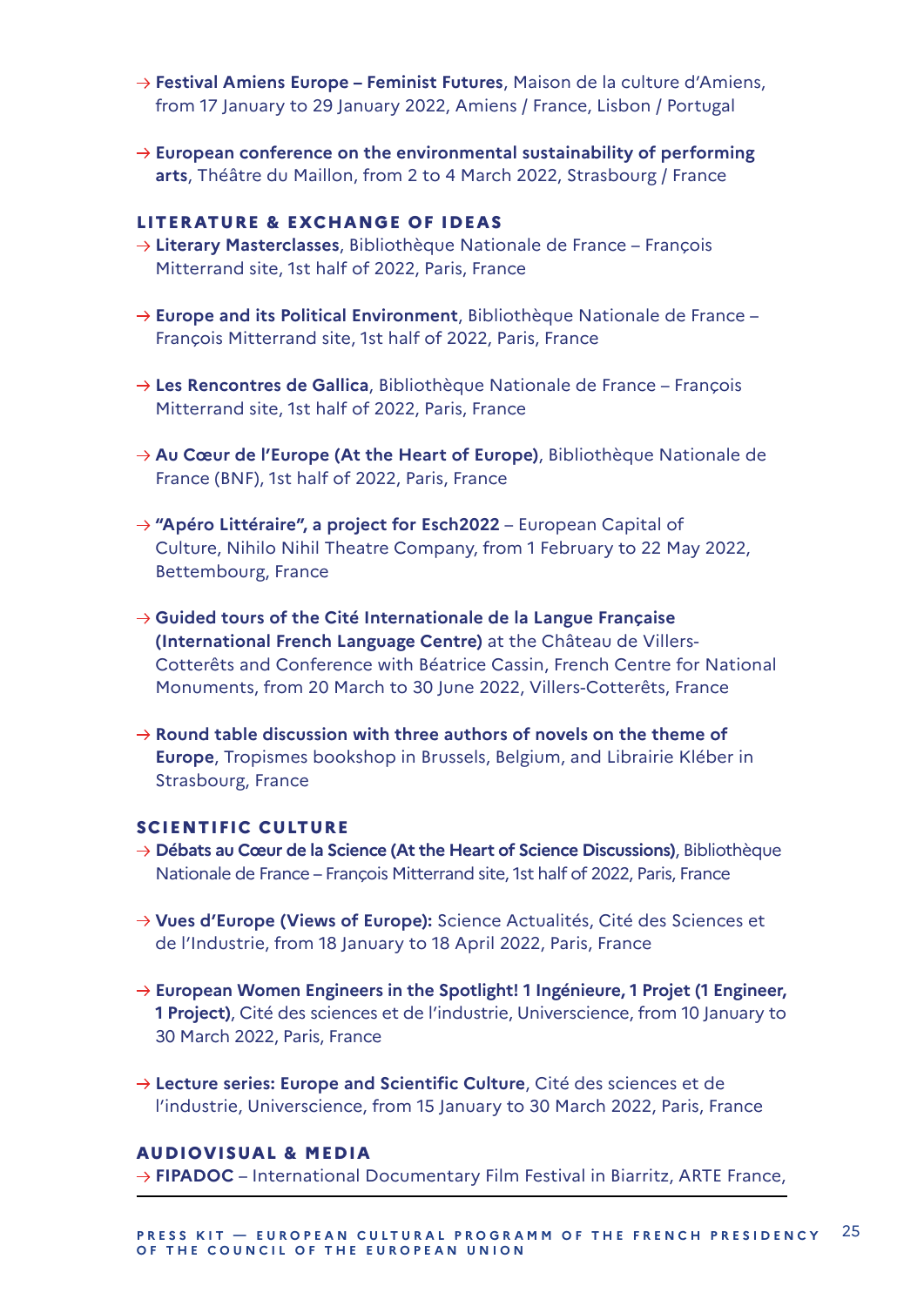- → **Festival Amiens Europe – Feminist Futures**, Maison de la culture d'Amiens, from 17 January to 29 January 2022, Amiens / France, Lisbon / Portugal

- → **European conference on the environmental sustainability of performing arts**, Théâtre du Maillon, from 2 to 4 March 2022, Strasbourg / France

### LITERATURE & EXCHANGE OF IDEAS

- → **Literary Masterclasses**, Bibliothèque Nationale de France – François Mitterrand site, 1st half of 2022, Paris, France

- → **Europe and its Political Environment**, Bibliothèque Nationale de France – François Mitterrand site, 1st half of 2022, Paris, France

- → **Les Rencontres de Gallica**, Bibliothèque Nationale de France – François Mitterrand site, 1st half of 2022, Paris, France

- → **Au Cœur de l'Europe (At the Heart of Europe)**, Bibliothèque Nationale de France (BNF), 1st half of 2022, Paris, France

- → **"Apéro Littéraire", a project for Esch2022** – European Capital of Culture, Nihilo Nihil Theatre Company, from 1 February to 22 May 2022, Bettembourg, France

- → **Guided tours of the Cité Internationale de la Langue Française (International French Language Centre)** at the Château de Villers-Cotterêts and Conference with Béatrice Cassin, French Centre for National Monuments, from 20 March to 30 June 2022, Villers-Cotterêts, France

- → **Round table discussion with three authors of novels on the theme of Europe**, Tropismes bookshop in Brussels, Belgium, and Librairie Kléber in Strasbourg, France

### SCIENTIFIC CULTURE

- → **Débats au Cœur de la Science (At the Heart of Science Discussions)**, Bibliothèque Nationale de France – François Mitterrand site, 1st half of 2022, Paris, France

- → **Vues d'Europe (Views of Europe):** Science Actualités, Cité des Sciences et de l'Industrie, from 18 January to 18 April 2022, Paris, France

- → **European Women Engineers in the Spotlight! 1 Ingénieure, 1 Projet (1 Engineer, 1 Project)**, Cité des sciences et de l'industrie, Universcience, from 10 January to 30 March 2022, Paris, France

- → **Lecture series: Europe and Scientific Culture**, Cité des sciences et de l'industrie, Universcience, from 15 January to 30 March 2022, Paris, France

### AUDIOVISUAL & MEDIA

- → **FIPADOC** – International Documentary Film Festival in Biarritz, ARTE France,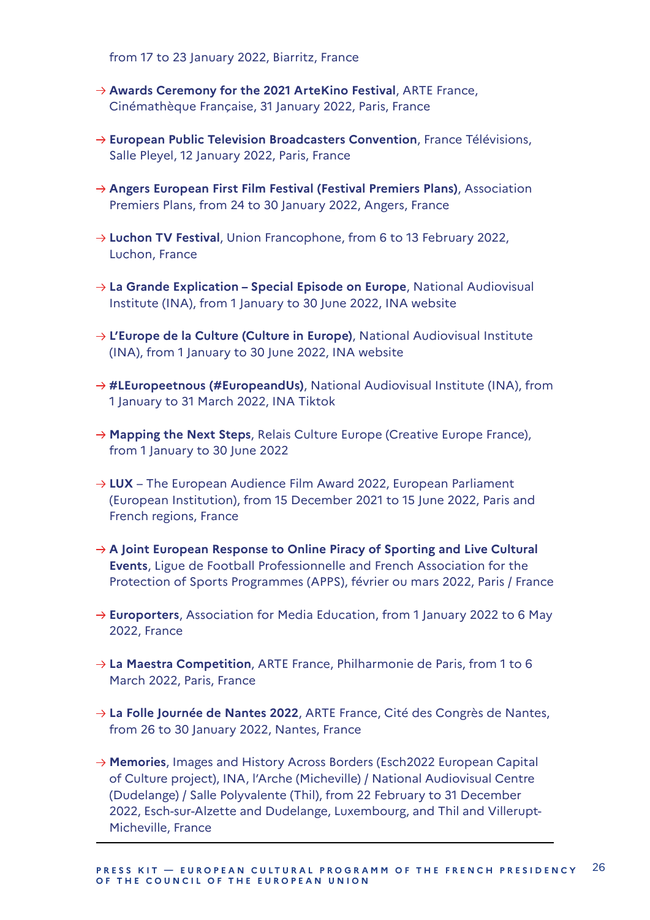from 17 to 23 January 2022, Biarritz, France

- → **Awards Ceremony for the 2021 ArteKino Festival**, ARTE France, Cinémathèque Française, 31 January 2022, Paris, France
- → **European Public Television Broadcasters Convention**, France Télévisions, Salle Pleyel, 12 January 2022, Paris, France
- → **Angers European First Film Festival (Festival Premiers Plans)**, Association Premiers Plans, from 24 to 30 January 2022, Angers, France
- → **Luchon TV Festival**, Union Francophone, from 6 to 13 February 2022, Luchon, France
- → **La Grande Explication – Special Episode on Europe**, National Audiovisual Institute (INA), from 1 January to 30 June 2022, INA website
- → **L'Europe de la Culture (Culture in Europe)**, National Audiovisual Institute (INA), from 1 January to 30 June 2022, INA website
- → **#LEuropeetnous (#EuropeandUs)**, National Audiovisual Institute (INA), from 1 January to 31 March 2022, INA Tiktok
- → **Mapping the Next Steps**, Relais Culture Europe (Creative Europe France), from 1 January to 30 June 2022
- → **LUX** – The European Audience Film Award 2022, European Parliament (European Institution), from 15 December 2021 to 15 June 2022, Paris and French regions, France
- → **A Joint European Response to Online Piracy of Sporting and Live Cultural Events**, Ligue de Football Professionnelle and French Association for the Protection of Sports Programmes (APPS), février ou mars 2022, Paris / France
- → **Europorters**, Association for Media Education, from 1 January 2022 to 6 May 2022, France
- → **La Maestra Competition**, ARTE France, Philharmonie de Paris, from 1 to 6 March 2022, Paris, France
- → **La Folle Journée de Nantes 2022**, ARTE France, Cité des Congrès de Nantes, from 26 to 30 January 2022, Nantes, France
- → **Memories**, Images and History Across Borders (Esch2022 European Capital of Culture project), INA, l'Arche (Micheville) / National Audiovisual Centre (Dudelange) / Salle Polyvalente (Thil), from 22 February to 31 December 2022, Esch-sur-Alzette and Dudelange, Luxembourg, and Thil and Villerupt-Micheville, France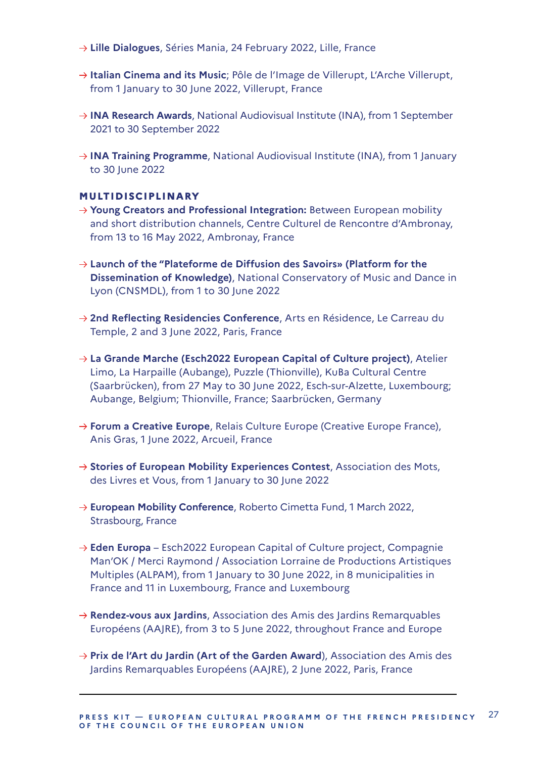→ **Lille Dialogues**, Séries Mania, 24 February 2022, Lille, France

→ **Italian Cinema and its Music**; Pôle de l'Image de Villerupt, L'Arche Villerupt, from 1 January to 30 June 2022, Villerupt, France

→ **INA Research Awards**, National Audiovisual Institute (INA), from 1 September 2021 to 30 September 2022

→ **INA Training Programme**, National Audiovisual Institute (INA), from 1 January to 30 June 2022

### MULTIDISCIPLINARY

→ **Young Creators and Professional Integration:** Between European mobility and short distribution channels, Centre Culturel de Rencontre d'Ambronay, from 13 to 16 May 2022, Ambronay, France

→ **Launch of the "Plateforme de Diffusion des Savoirs» (Platform for the Dissemination of Knowledge)**, National Conservatory of Music and Dance in Lyon (CNSMDL), from 1 to 30 June 2022

→ **2nd Reflecting Residencies Conference**, Arts en Résidence, Le Carreau du Temple, 2 and 3 June 2022, Paris, France

→ **La Grande Marche (Esch2022 European Capital of Culture project)**, Atelier Limo, La Harpaille (Aubange), Puzzle (Thionville), KuBa Cultural Centre (Saarbrücken), from 27 May to 30 June 2022, Esch-sur-Alzette, Luxembourg; Aubange, Belgium; Thionville, France; Saarbrücken, Germany

→ **Forum a Creative Europe**, Relais Culture Europe (Creative Europe France), Anis Gras, 1 June 2022, Arcueil, France

→ **Stories of European Mobility Experiences Contest**, Association des Mots, des Livres et Vous, from 1 January to 30 June 2022

→ **European Mobility Conference**, Roberto Cimetta Fund, 1 March 2022, Strasbourg, France

→ **Eden Europa** – Esch2022 European Capital of Culture project, Compagnie Man'OK / Merci Raymond / Association Lorraine de Productions Artistiques Multiples (ALPAM), from 1 January to 30 June 2022, in 8 municipalities in France and 11 in Luxembourg, France and Luxembourg

→ **Rendez-vous aux Jardins**, Association des Amis des Jardins Remarquables Européens (AAJRE), from 3 to 5 June 2022, throughout France and Europe

→ **Prix de l'Art du Jardin (Art of the Garden Award**), Association des Amis des Jardins Remarquables Européens (AAJRE), 2 June 2022, Paris, France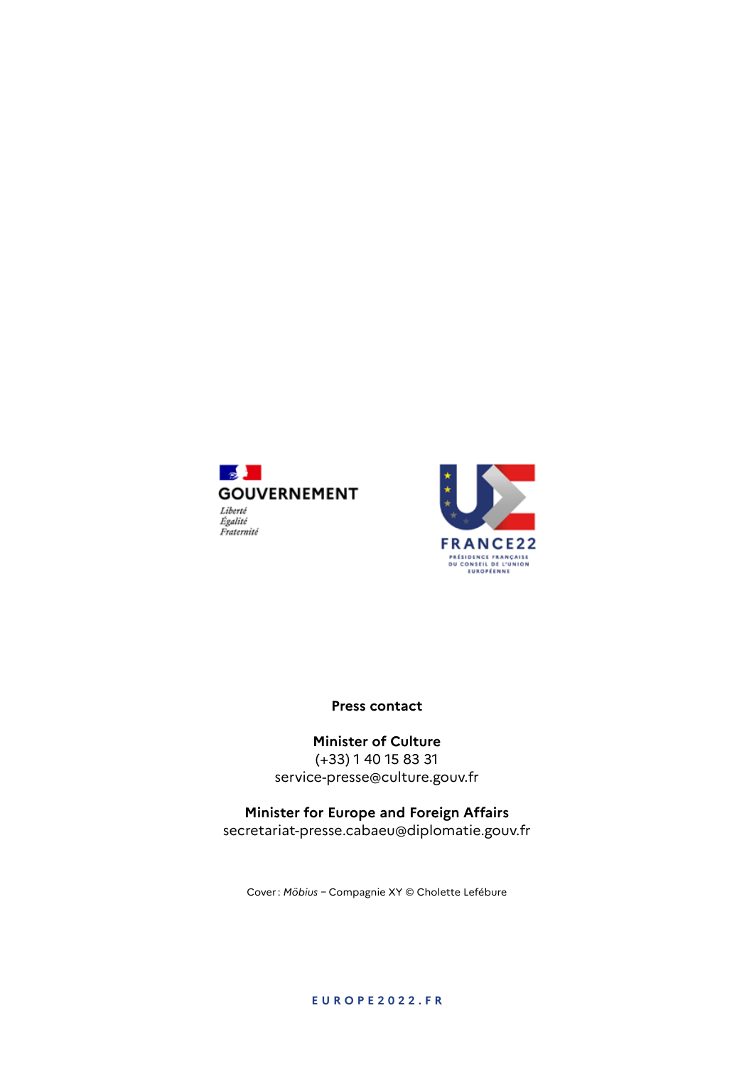GOUVERNEMENT

*Liberté*
*Égalité*
*Fraternité*

FRANCE22

PRÉSIDENCE FRANÇAISE DU CONSEIL DE L'UNION EUROPÉENNE

**Press contact**

**Minister of Culture**
(+33) 1 40 15 83 31
service-presse@culture.gouv.fr

**Minister for Europe and Foreign Affairs**
secretariat-presse.cabaeu@diplomatie.gouv.fr

Cover : *Möbius* – Compagnie XY © Cholette Lefébure

EUROPE2022.FR